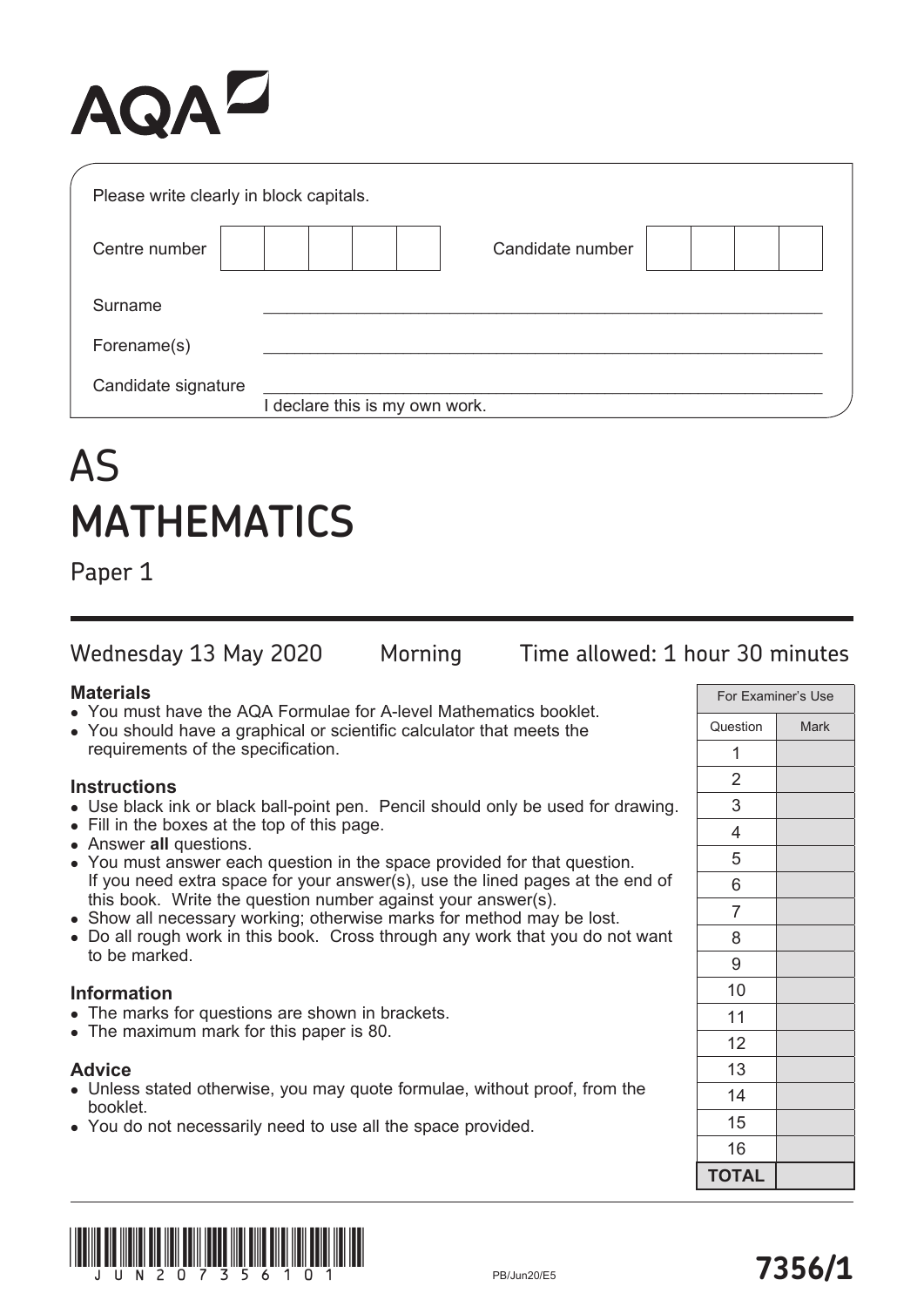AQA

Please write clearly in block capitals.

| Centre number | | | | | | Candidate number | | | | |
|---|---|---|---|---|---|---|---|---|---|---|

Surname ____________________

Forename(s) ____________________

Candidate signature ____________________
I declare this is my own work.

# AS MATHEMATICS

## Paper 1

Wednesday 13 May 2020 Morning Time allowed: 1 hour 30 minutes

### Materials

- You must have the AQA Formulae for A-level Mathematics booklet.
- You should have a graphical or scientific calculator that meets the requirements of the specification.

### Instructions

- Use black ink or black ball-point pen. Pencil should only be used for drawing.
- Fill in the boxes at the top of this page.
- Answer **all** questions.
- You must answer each question in the space provided for that question. If you need extra space for your answer(s), use the lined pages at the end of this book. Write the question number against your answer(s).
- Show all necessary working; otherwise marks for method may be lost.
- Do all rough work in this book. Cross through any work that you do not want to be marked.

### Information

- The marks for questions are shown in brackets.
- The maximum mark for this paper is 80.

### Advice

- Unless stated otherwise, you may quote formulae, without proof, from the booklet.
- You do not necessarily need to use all the space provided.

| For Examiner's Use | |
|---|---|
| Question | Mark |
| 1 | |
| 2 | |
| 3 | |
| 4 | |
| 5 | |
| 6 | |
| 7 | |
| 8 | |
| 9 | |
| 10 | |
| 11 | |
| 12 | |
| 13 | |
| 14 | |
| 15 | |
| 16 | |
| **TOTAL** | |

J U N 2 0 7 3 5 6 1 0 1

PB/Jun20/E5

**7356/1**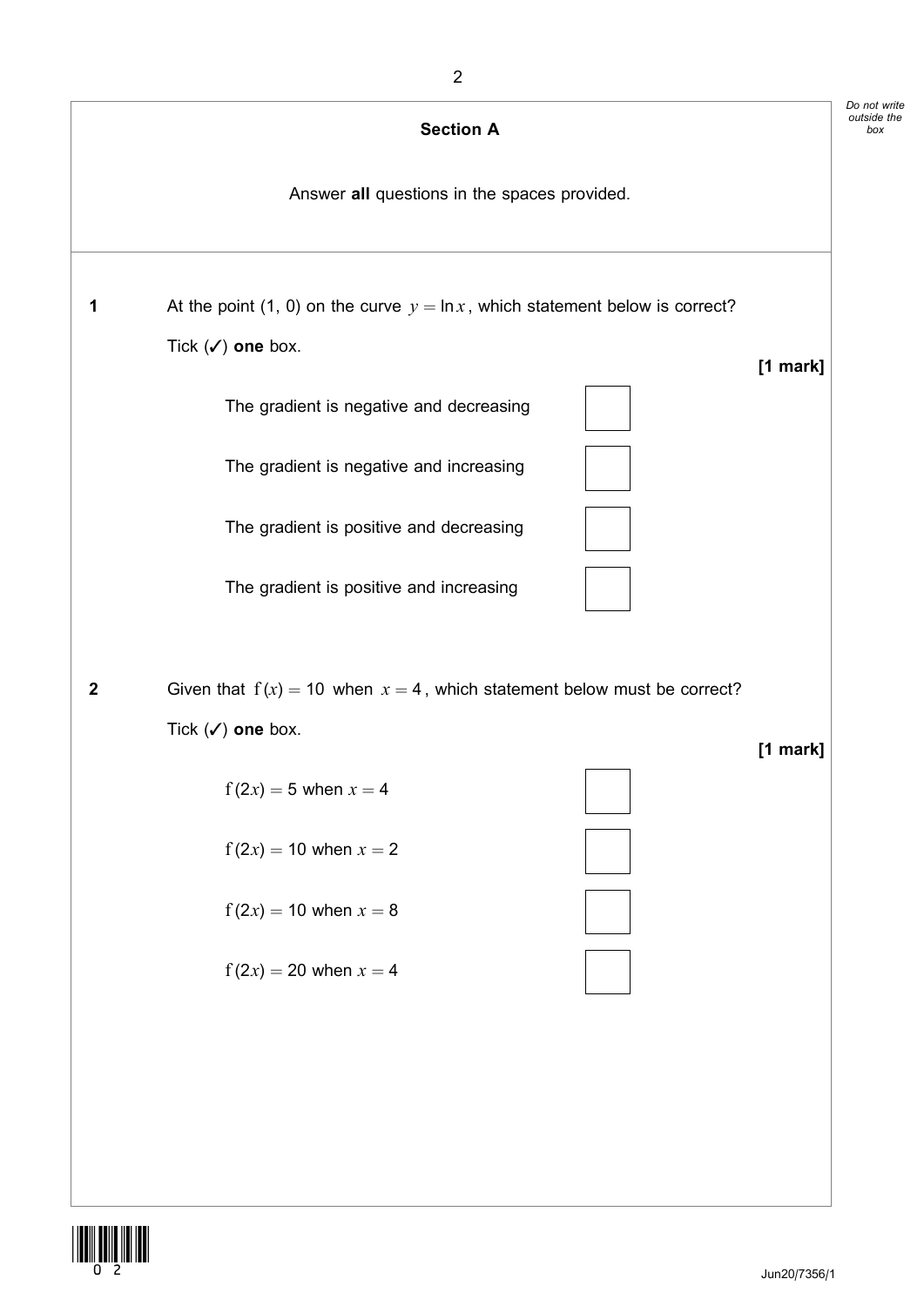## Section A

Answer **all** questions in the spaces provided.

**1** At the point (1, 0) on the curve $y = \ln x$, which statement below is correct?

Tick (✓) **one** box.

**[1 mark]**

The gradient is negative and decreasing ☐

The gradient is negative and increasing ☐

The gradient is positive and decreasing ☐

The gradient is positive and increasing ☐

**2** Given that $\mathrm{f}(x) = 10$ when $x = 4$, which statement below must be correct?

Tick (✓) **one** box.

**[1 mark]**

$\mathrm{f}(2x) = 5$ when $x = 4$ ☐

$\mathrm{f}(2x) = 10$ when $x = 2$ ☐

$\mathrm{f}(2x) = 10$ when $x = 8$ ☐

$\mathrm{f}(2x) = 20$ when $x = 4$ ☐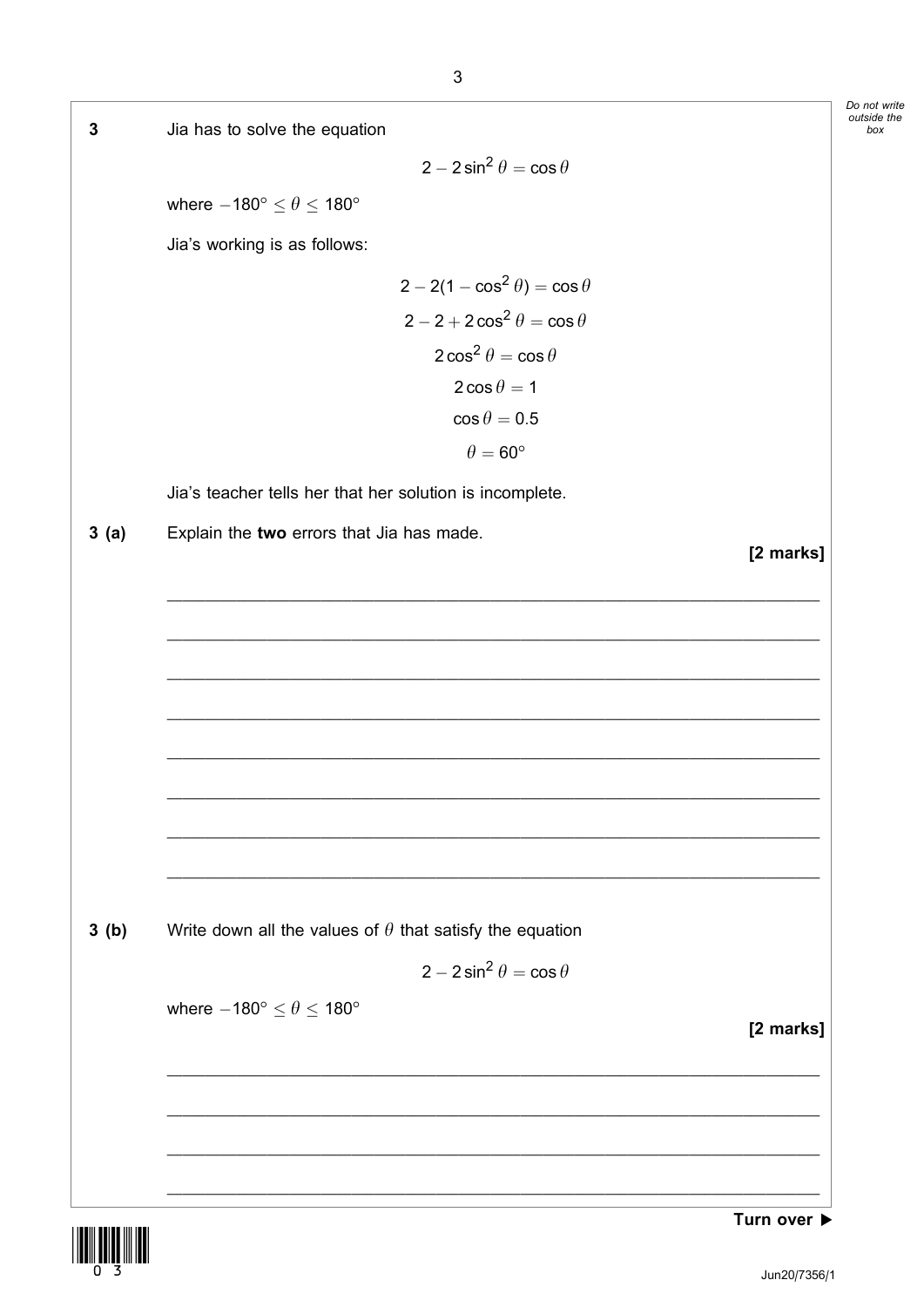**3** Jia has to solve the equation

$$2 - 2\sin^2\theta = \cos\theta$$

where $-180° \leq \theta \leq 180°$

Jia's working is as follows:

$$2 - 2(1 - \cos^2\theta) = \cos\theta$$

$$2 - 2 + 2\cos^2\theta = \cos\theta$$

$$2\cos^2\theta = \cos\theta$$

$$2\cos\theta = 1$$

$$\cos\theta = 0.5$$

$$\theta = 60°$$

Jia's teacher tells her that her solution is incomplete.

**3 (a)** Explain the **two** errors that Jia has made.

**[2 marks]**

______________________________________________________________________

______________________________________________________________________

______________________________________________________________________

______________________________________________________________________

______________________________________________________________________

______________________________________________________________________

______________________________________________________________________

______________________________________________________________________

**3 (b)** Write down all the values of $\theta$ that satisfy the equation

$$2 - 2\sin^2\theta = \cos\theta$$

where $-180° \leq \theta \leq 180°$

**[2 marks]**

______________________________________________________________________

______________________________________________________________________

______________________________________________________________________

______________________________________________________________________

**Turn over ▶**

Do not write outside the box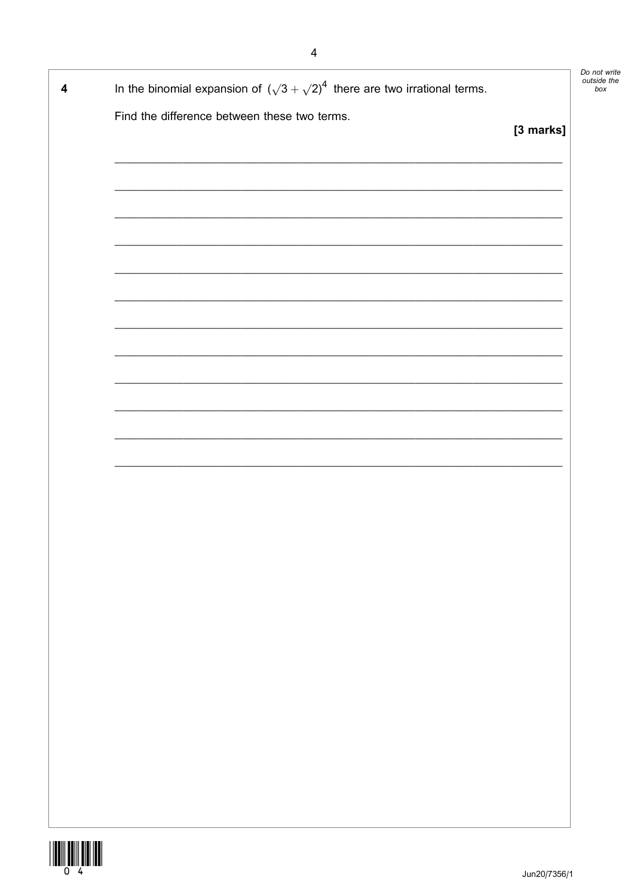**4** In the binomial expansion of $(\sqrt{3} + \sqrt{2})^4$ there are two irrational terms.

Find the difference between these two terms.

**[3 marks]**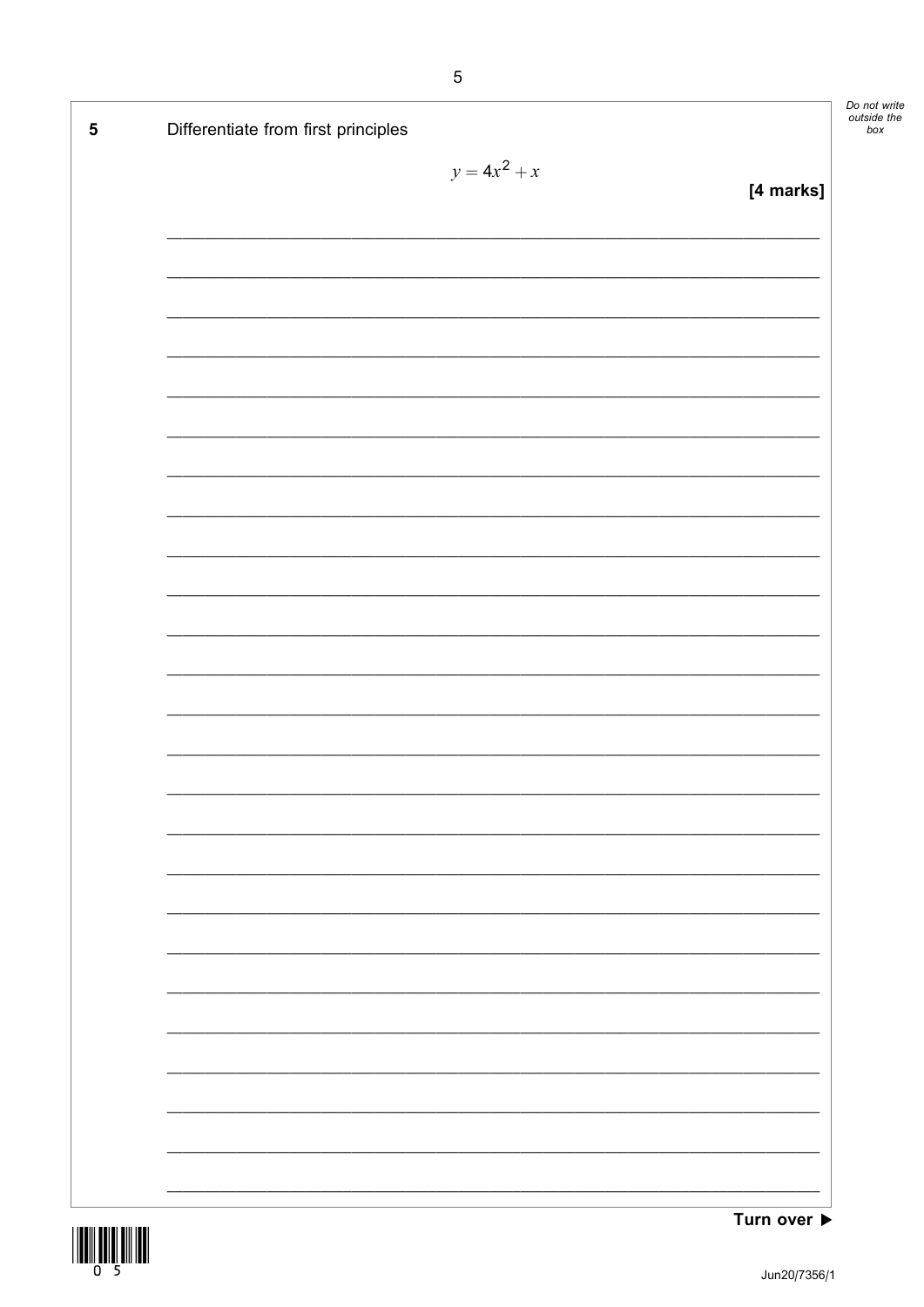**5** Differentiate from first principles

$$y = 4x^2 + x$$

**[4 marks]**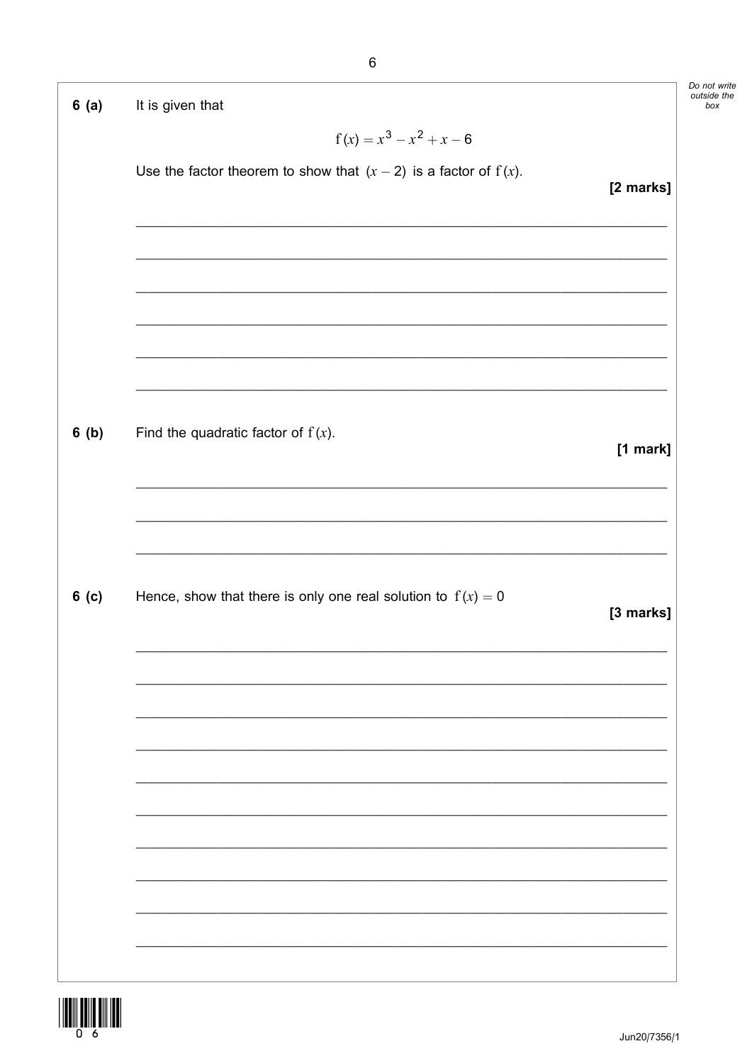**6 (a)** It is given that

$$f(x) = x^3 - x^2 + x - 6$$

Use the factor theorem to show that $(x - 2)$ is a factor of $f(x)$.

**[2 marks]**

**6 (b)** Find the quadratic factor of $f(x)$.

**[1 mark]**

**6 (c)** Hence, show that there is only one real solution to $f(x) = 0$

**[3 marks]**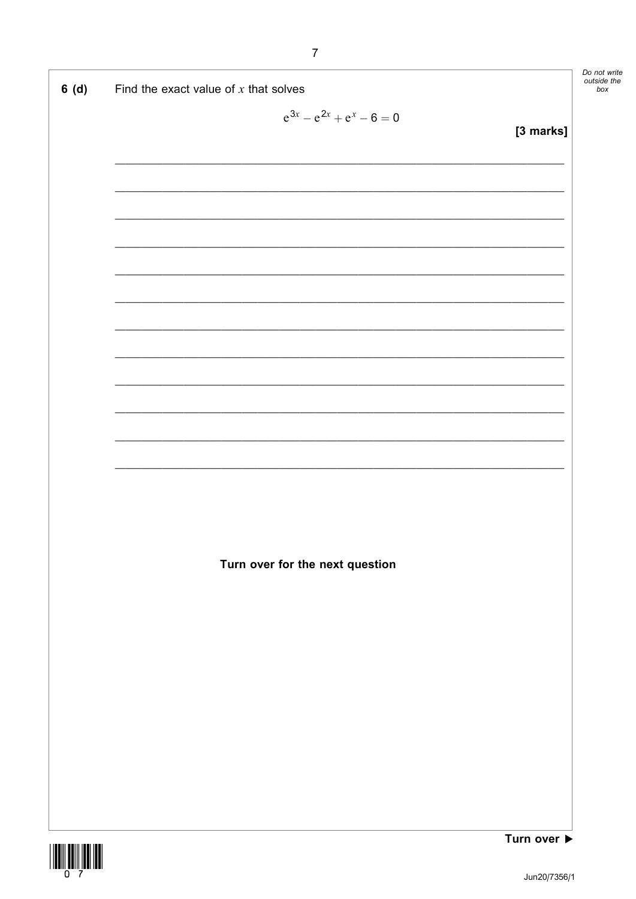**6 (d)** Find the exact value of $x$ that solves

$$e^{3x} - e^{2x} + e^{x} - 6 = 0$$

**[3 marks]**

**Turn over for the next question**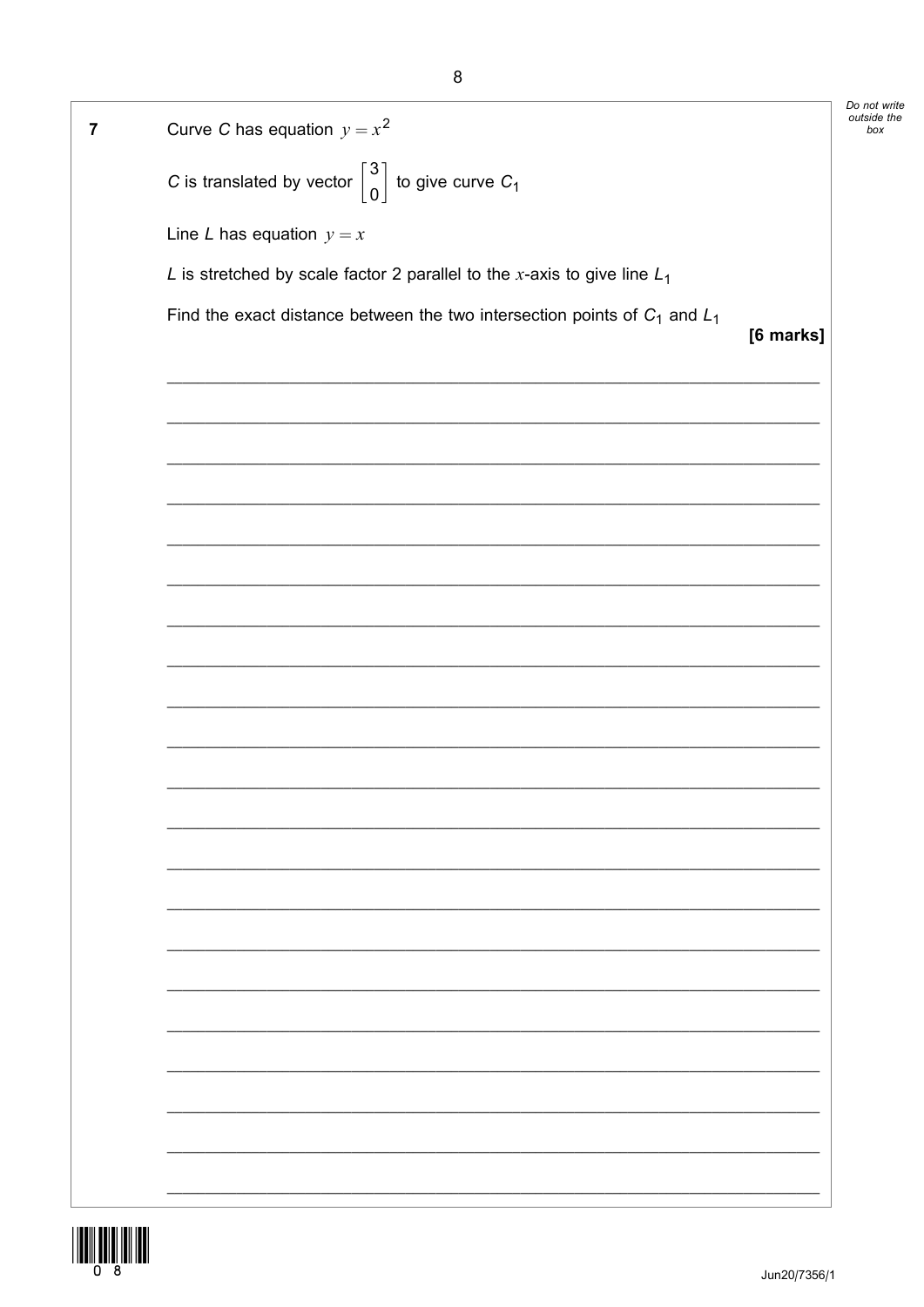**7** Curve $C$ has equation $y = x^2$

$C$ is translated by vector $\begin{bmatrix} 3 \\ 0 \end{bmatrix}$ to give curve $C_1$

Line $L$ has equation $y = x$

$L$ is stretched by scale factor 2 parallel to the $x$-axis to give line $L_1$

Find the exact distance between the two intersection points of $C_1$ and $L_1$

**[6 marks]**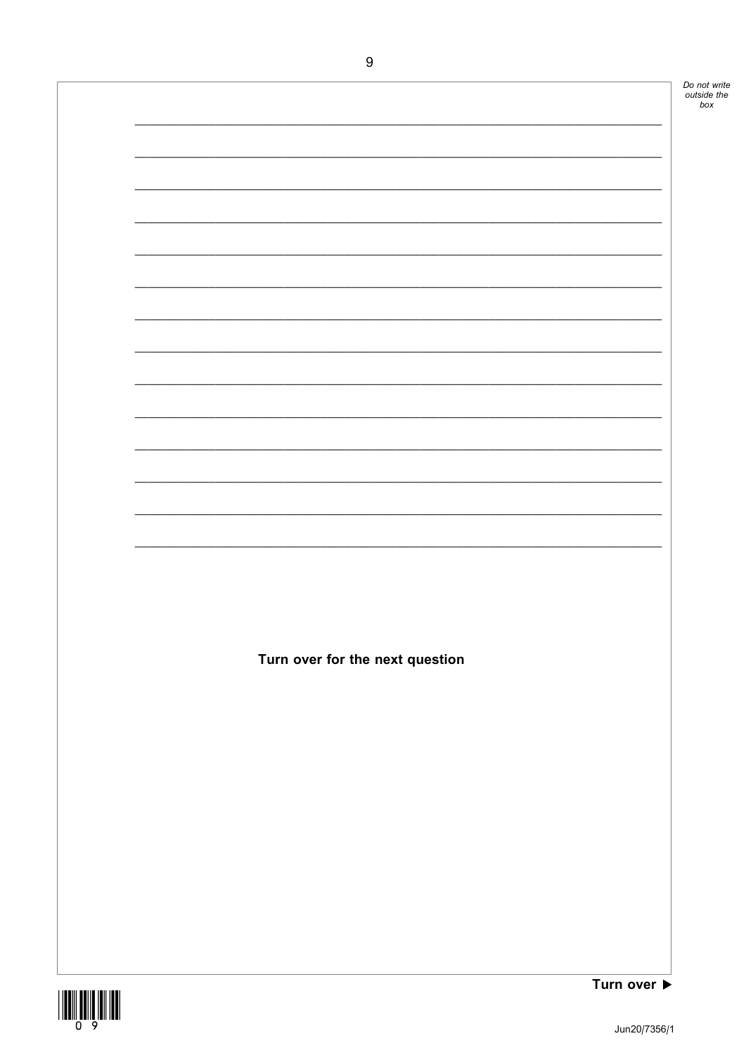**Turn over for the next question**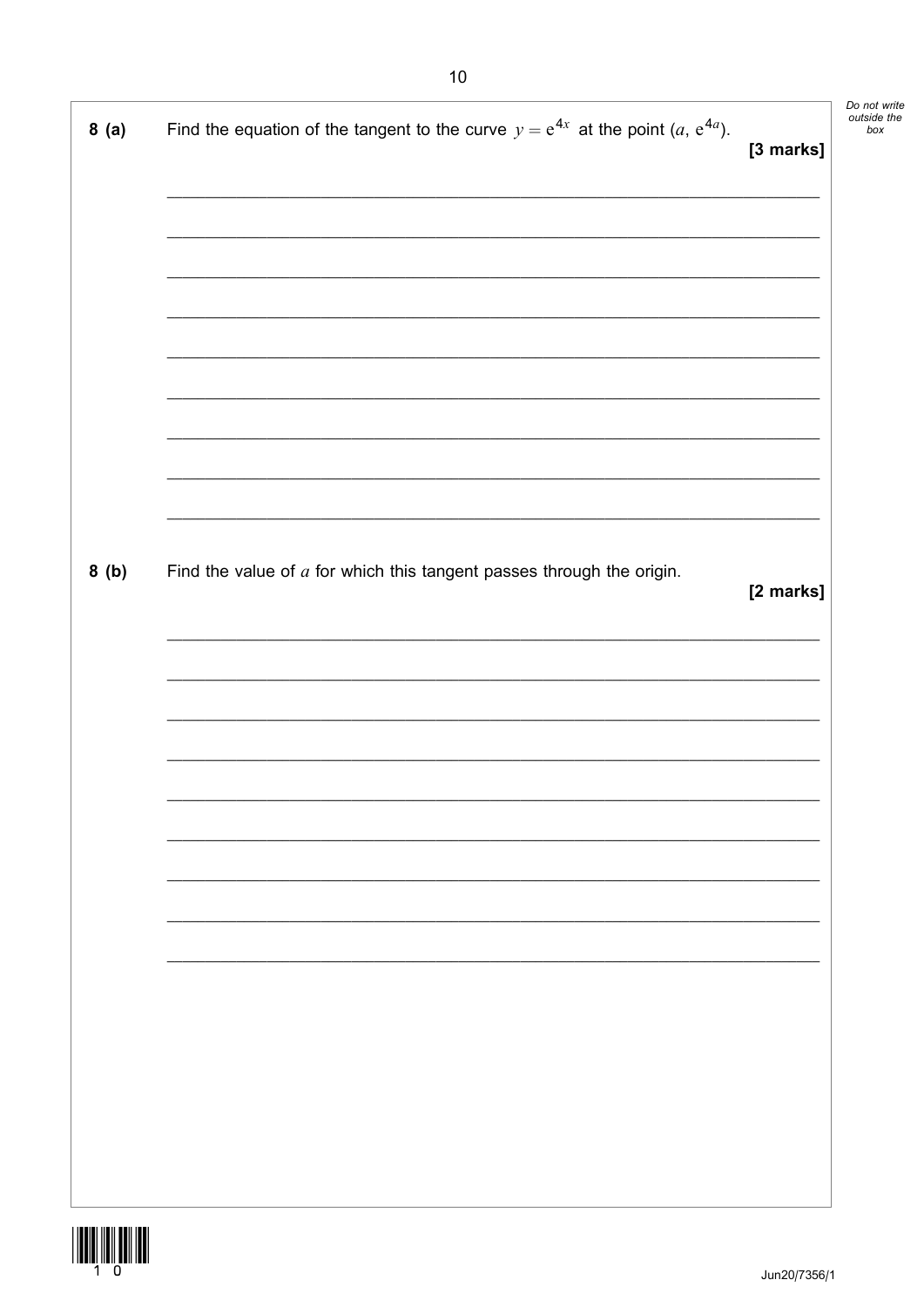**8 (a)** Find the equation of the tangent to the curve $y = e^{4x}$ at the point $(a, e^{4a})$.

**[3 marks]**

**8 (b)** Find the value of $a$ for which this tangent passes through the origin.

**[2 marks]**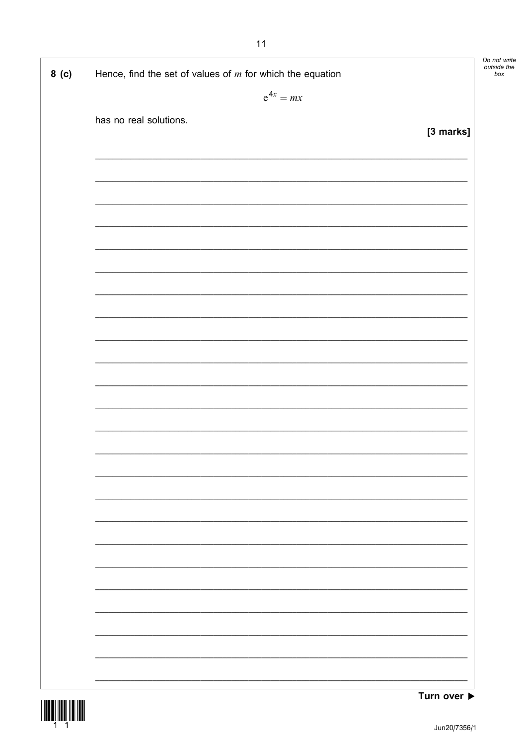**8 (c)** Hence, find the set of values of $m$ for which the equation

$$e^{4x} = mx$$

has no real solutions.

**[3 marks]**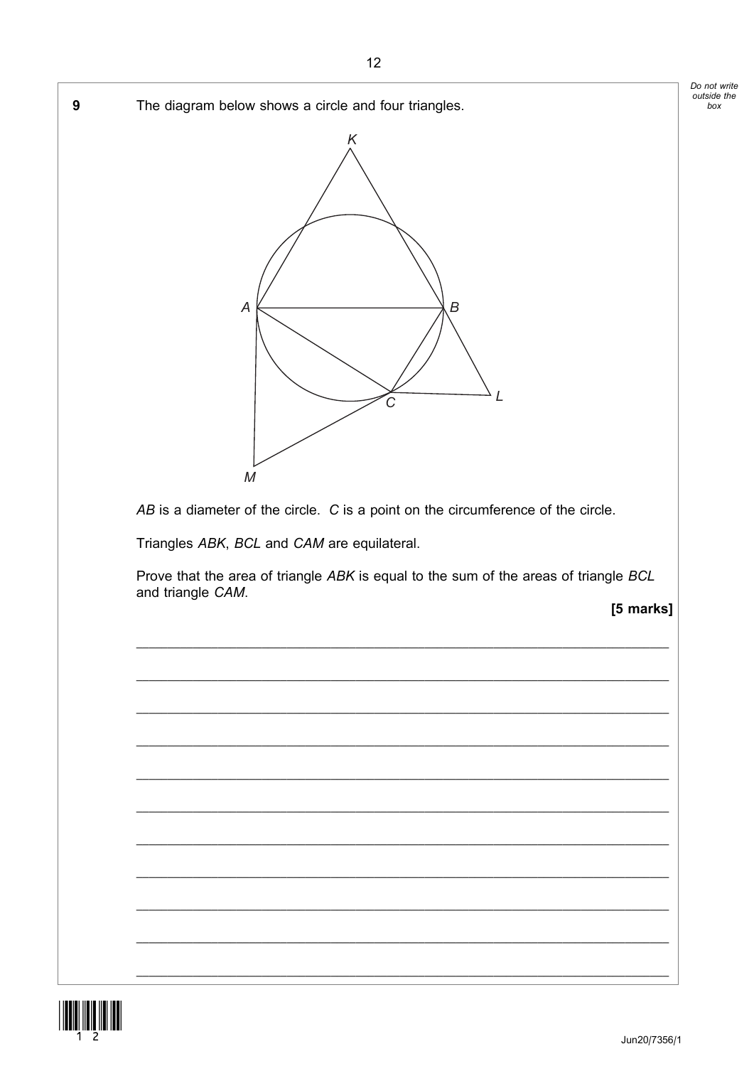**9** The diagram below shows a circle and four triangles.

$AB$ is a diameter of the circle. $C$ is a point on the circumference of the circle.

Triangles $ABK$, $BCL$ and $CAM$ are equilateral.

Prove that the area of triangle $ABK$ is equal to the sum of the areas of triangle $BCL$ and triangle $CAM$.

**[5 marks]**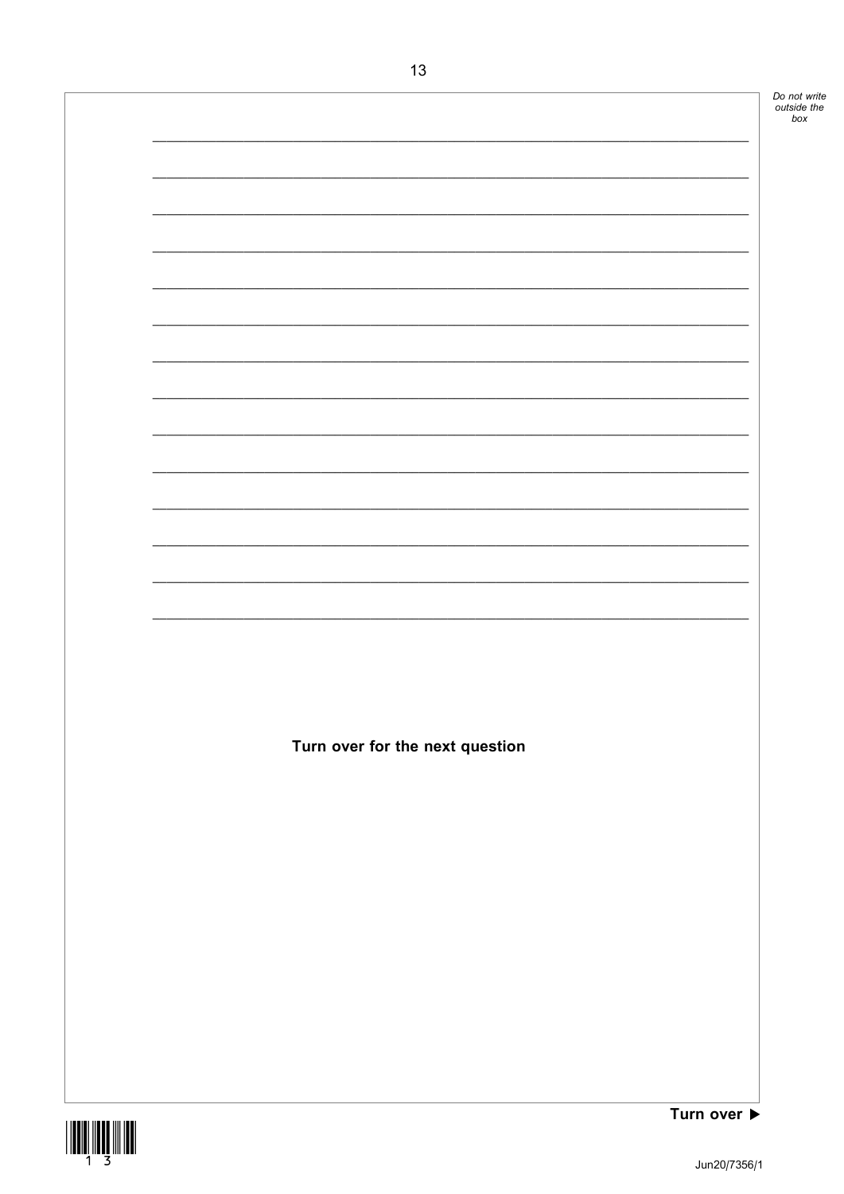Turn over for the next question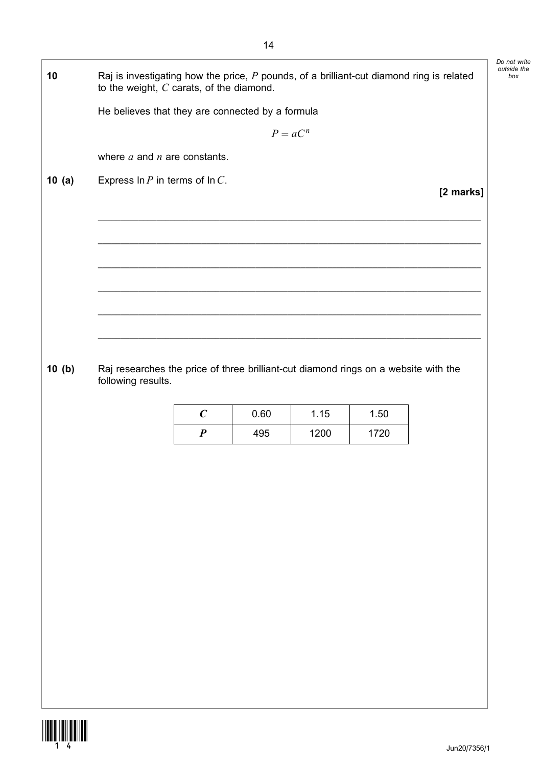**10** Raj is investigating how the price, $P$ pounds, of a brilliant-cut diamond ring is related to the weight, $C$ carats, of the diamond.

He believes that they are connected by a formula

$$P = aC^n$$

where $a$ and $n$ are constants.

**10 (a)** Express $\ln P$ in terms of $\ln C$.

**[2 marks]**

**10 (b)** Raj researches the price of three brilliant-cut diamond rings on a website with the following results.

| $C$ | 0.60 | 1.15 | 1.50 |
|---|---|---|---|
| $P$ | 495 | 1200 | 1720 |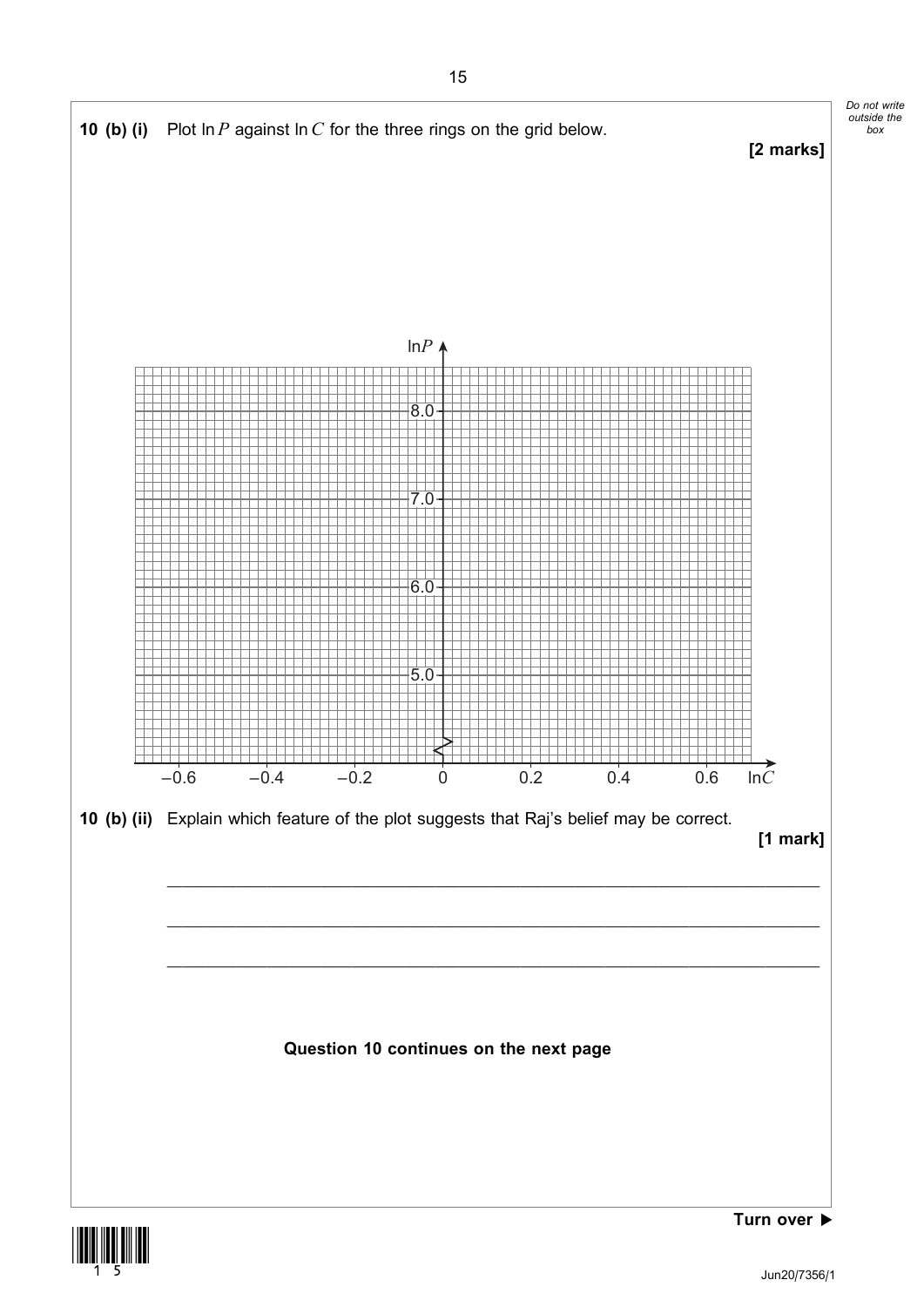**10 (b) (i)** Plot $\ln P$ against $\ln C$ for the three rings on the grid below.

**[2 marks]**

**10 (b) (ii)** Explain which feature of the plot suggests that Raj's belief may be correct.

**[1 mark]**

\_\_\_\_\_\_\_\_\_\_\_\_\_\_\_\_\_\_\_\_\_\_\_\_\_\_\_\_\_\_\_\_\_\_\_\_\_\_\_\_\_\_\_\_\_\_\_\_\_\_\_\_\_\_\_\_\_\_\_\_\_\_\_\_\_\_\_\_\_\_\_\_\_\_\_\_\_\_

\_\_\_\_\_\_\_\_\_\_\_\_\_\_\_\_\_\_\_\_\_\_\_\_\_\_\_\_\_\_\_\_\_\_\_\_\_\_\_\_\_\_\_\_\_\_\_\_\_\_\_\_\_\_\_\_\_\_\_\_\_\_\_\_\_\_\_\_\_\_\_\_\_\_\_\_\_\_

\_\_\_\_\_\_\_\_\_\_\_\_\_\_\_\_\_\_\_\_\_\_\_\_\_\_\_\_\_\_\_\_\_\_\_\_\_\_\_\_\_\_\_\_\_\_\_\_\_\_\_\_\_\_\_\_\_\_\_\_\_\_\_\_\_\_\_\_\_\_\_\_\_\_\_\_\_\_

**Question 10 continues on the next page**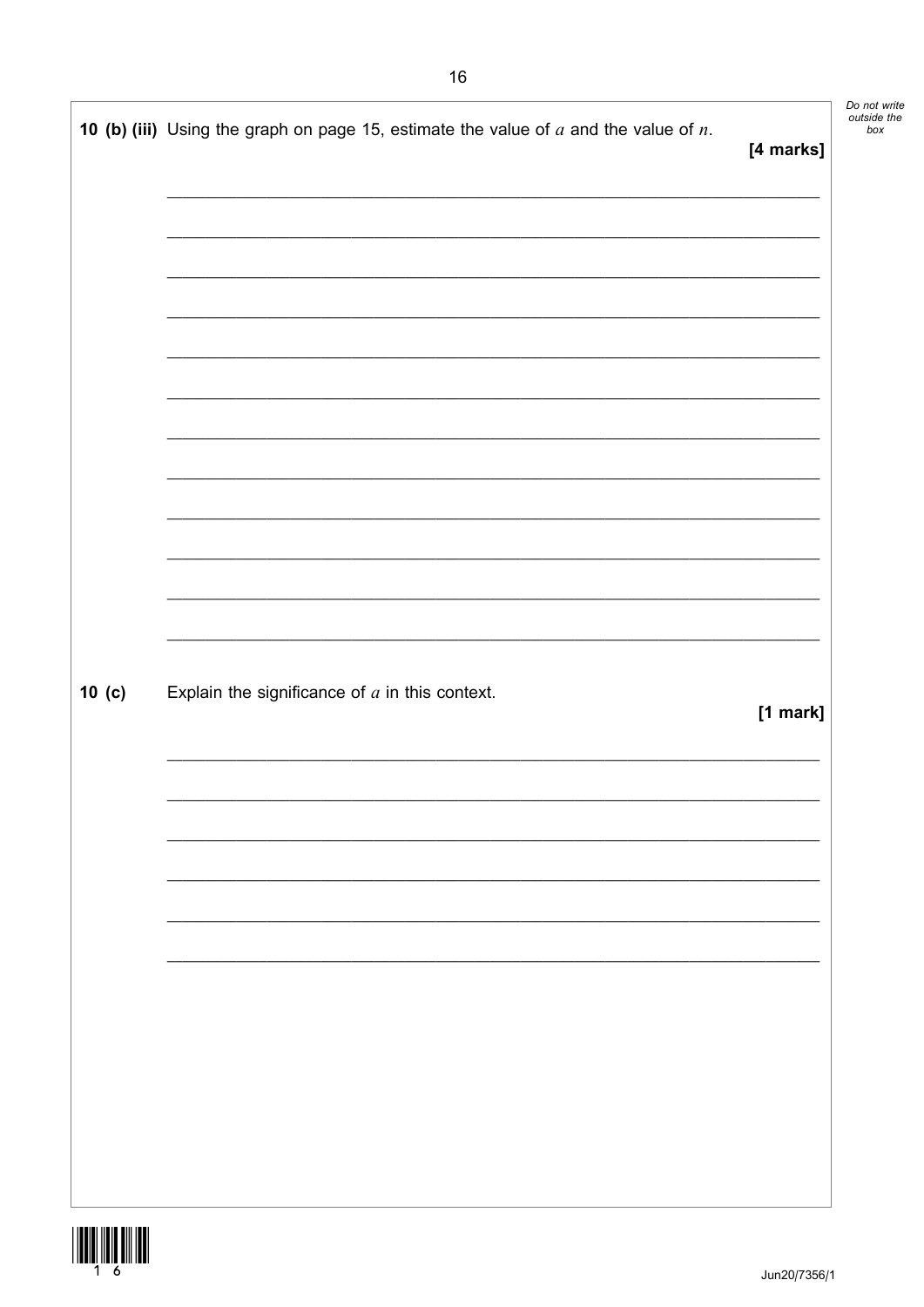**10 (b) (iii)** Using the graph on page 15, estimate the value of $a$ and the value of $n$.

**[4 marks]**

**10 (c)** Explain the significance of $a$ in this context.

**[1 mark]**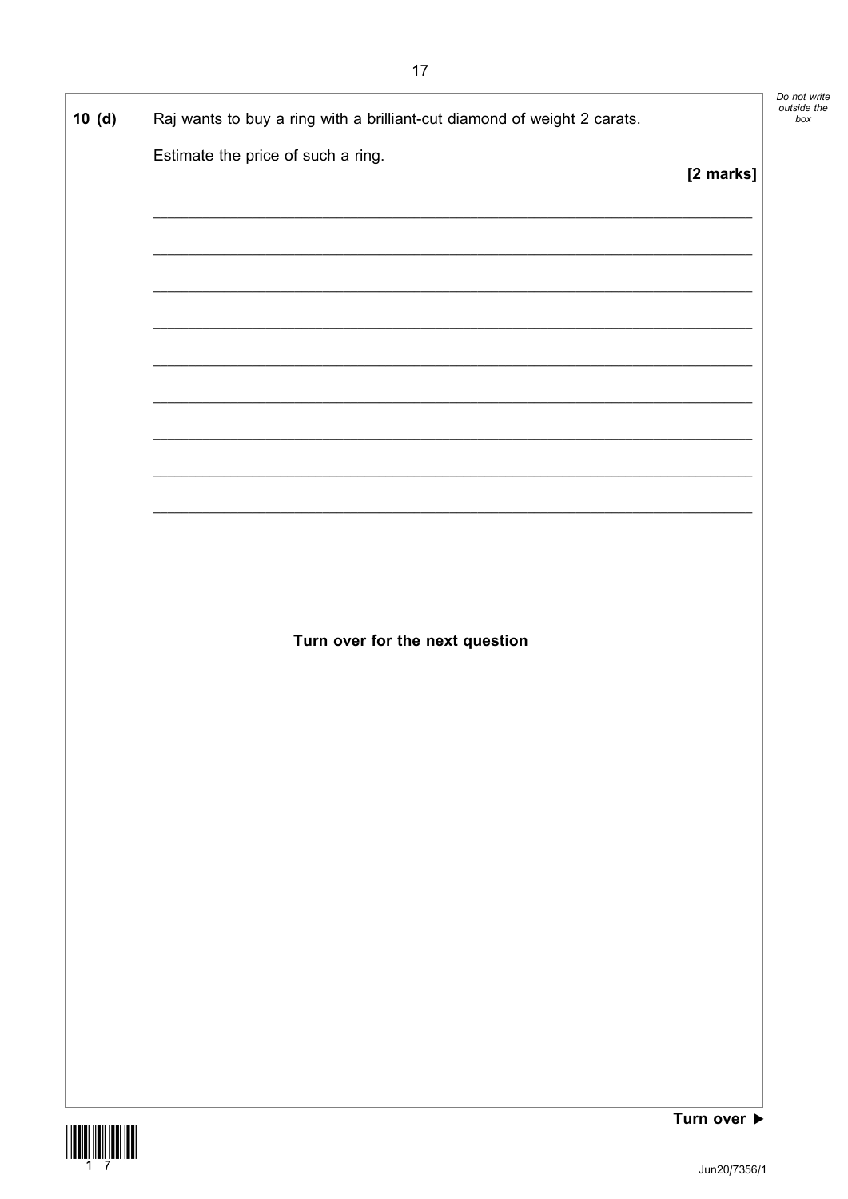**10 (d)** Raj wants to buy a ring with a brilliant-cut diamond of weight 2 carats.

Estimate the price of such a ring.

**[2 marks]**

**Turn over for the next question**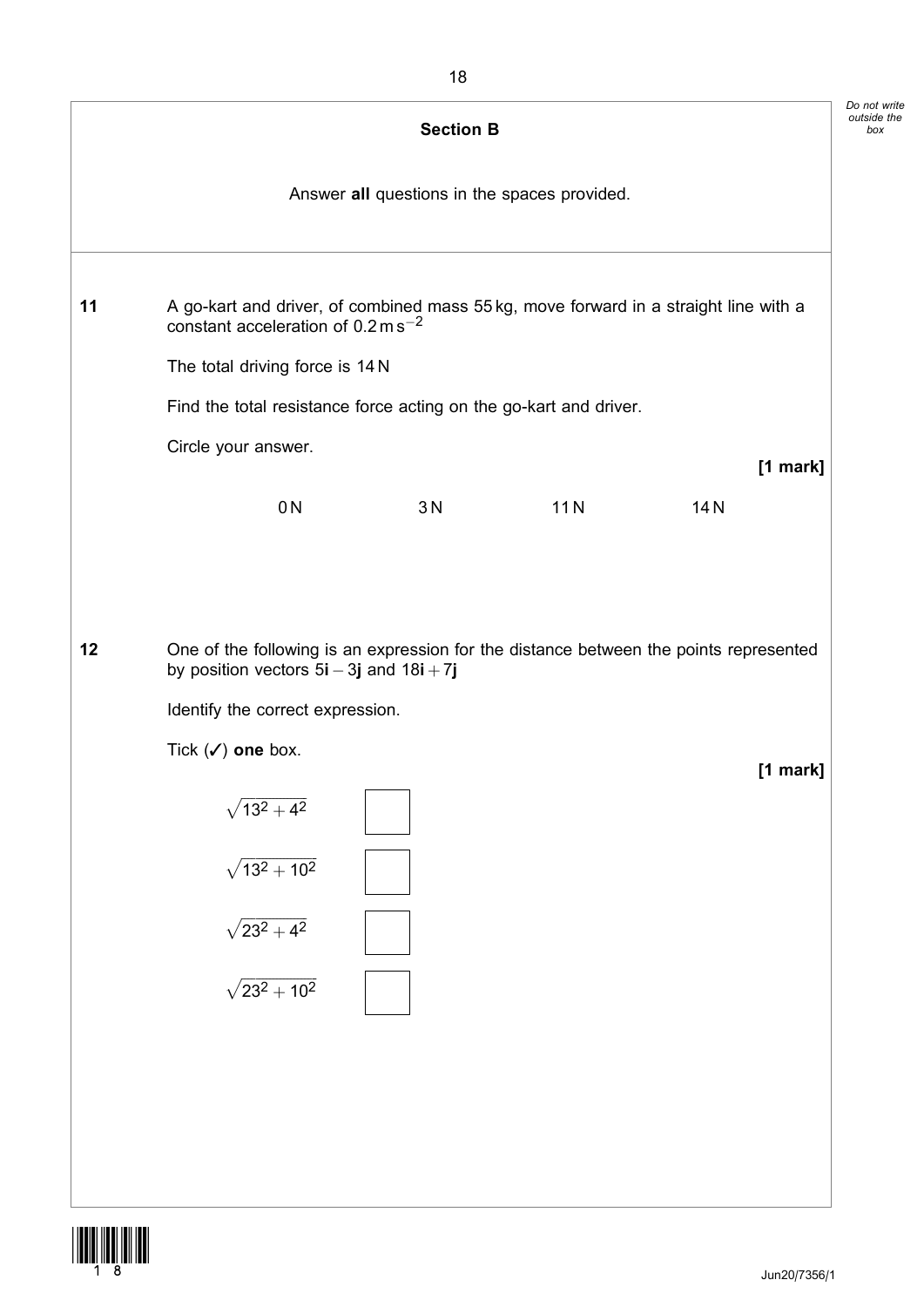## Section B

Answer **all** questions in the spaces provided.

**11** A go-kart and driver, of combined mass 55 kg, move forward in a straight line with a constant acceleration of $0.2\,\text{m}\,\text{s}^{-2}$

The total driving force is 14 N

Find the total resistance force acting on the go-kart and driver.

Circle your answer.

**[1 mark]**

0 N     3 N     11 N     14 N

**12** One of the following is an expression for the distance between the points represented by position vectors $5\mathbf{i} - 3\mathbf{j}$ and $18\mathbf{i} + 7\mathbf{j}$

Identify the correct expression.

Tick (✓) **one** box.

**[1 mark]**

$\sqrt{13^2 + 4^2}$ ☐

$\sqrt{13^2 + 10^2}$ ☐

$\sqrt{23^2 + 4^2}$ ☐

$\sqrt{23^2 + 10^2}$ ☐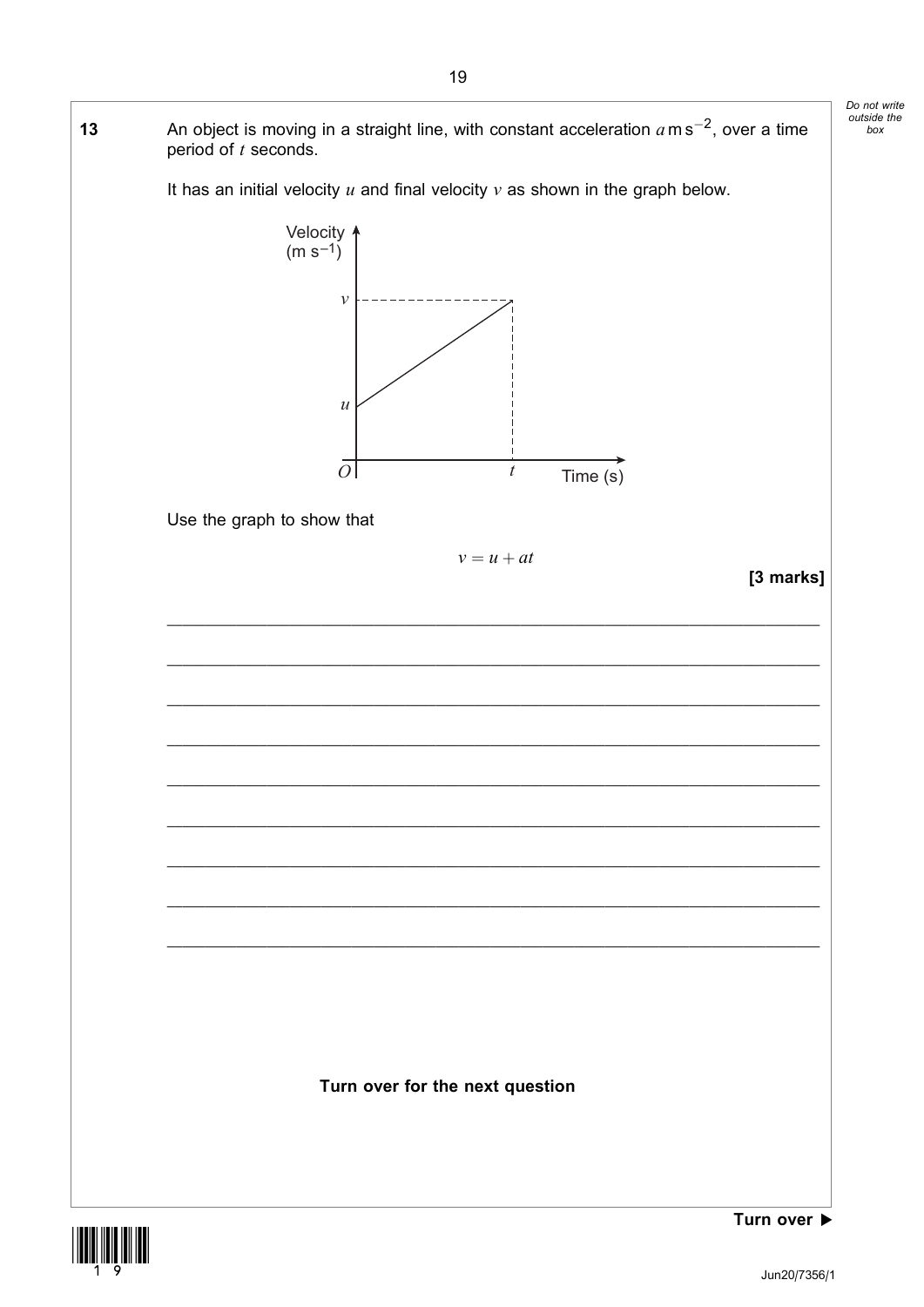**13** An object is moving in a straight line, with constant acceleration $a \text{ m s}^{-2}$, over a time period of $t$ seconds.

It has an initial velocity $u$ and final velocity $v$ as shown in the graph below.

Use the graph to show that

$$v = u + at$$

**[3 marks]**

**Turn over for the next question**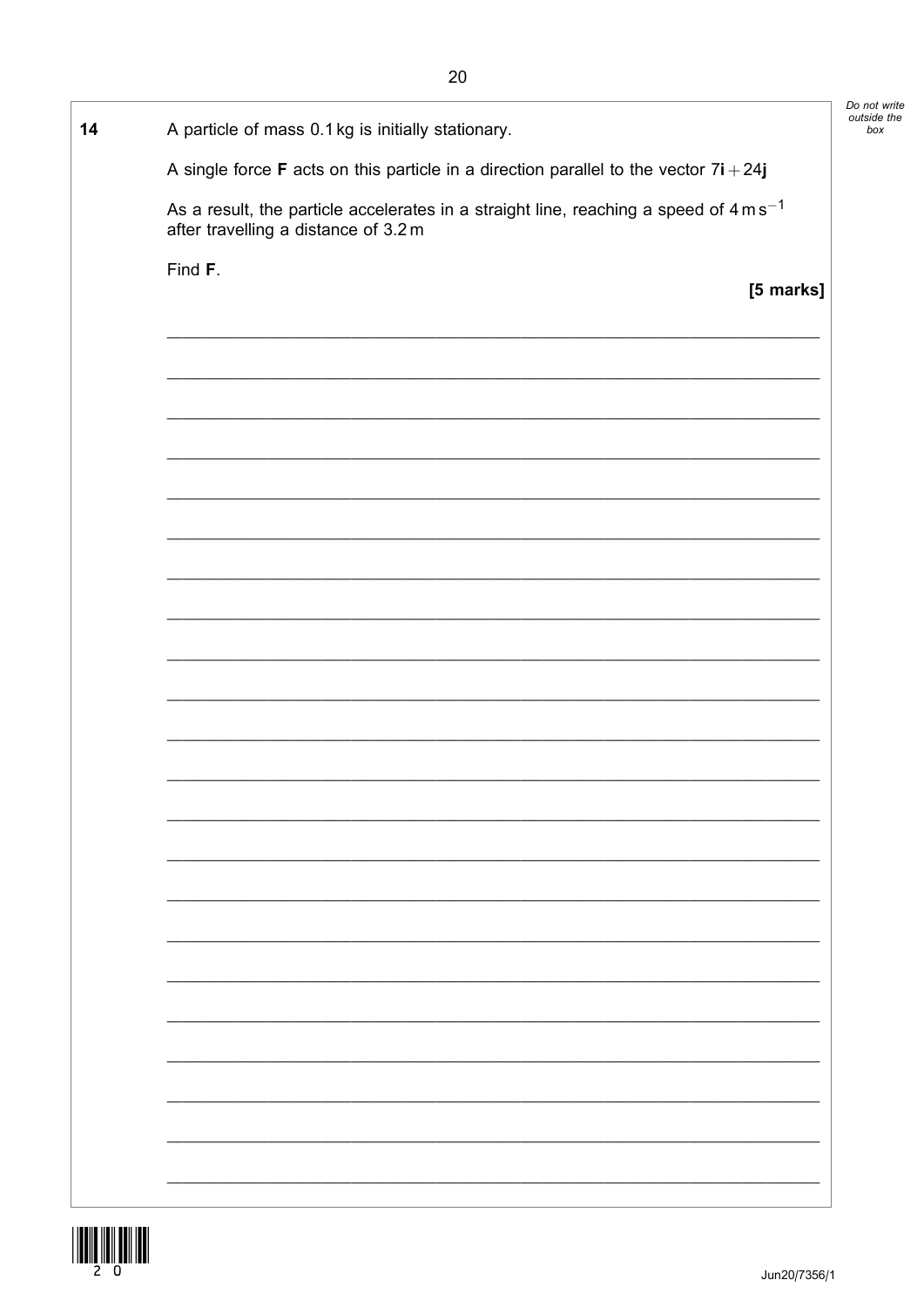**14** A particle of mass 0.1 kg is initially stationary.

A single force **F** acts on this particle in a direction parallel to the vector $7\mathbf{i} + 24\mathbf{j}$

As a result, the particle accelerates in a straight line, reaching a speed of $4\,\text{m s}^{-1}$ after travelling a distance of 3.2 m

Find **F**.

**[5 marks]**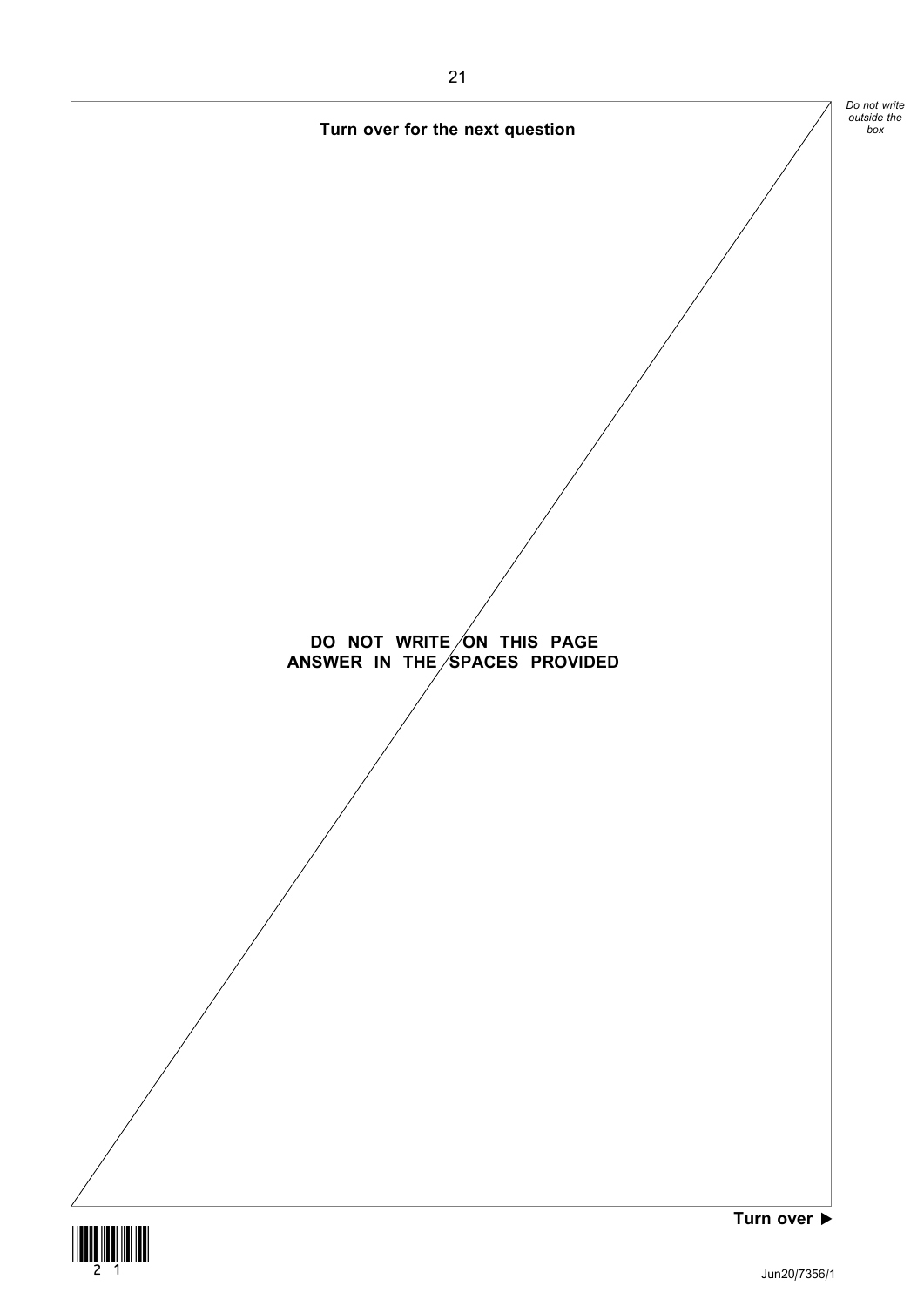**Turn over for the next question**

**DO NOT WRITE ON THIS PAGE**
**ANSWER IN THE SPACES PROVIDED**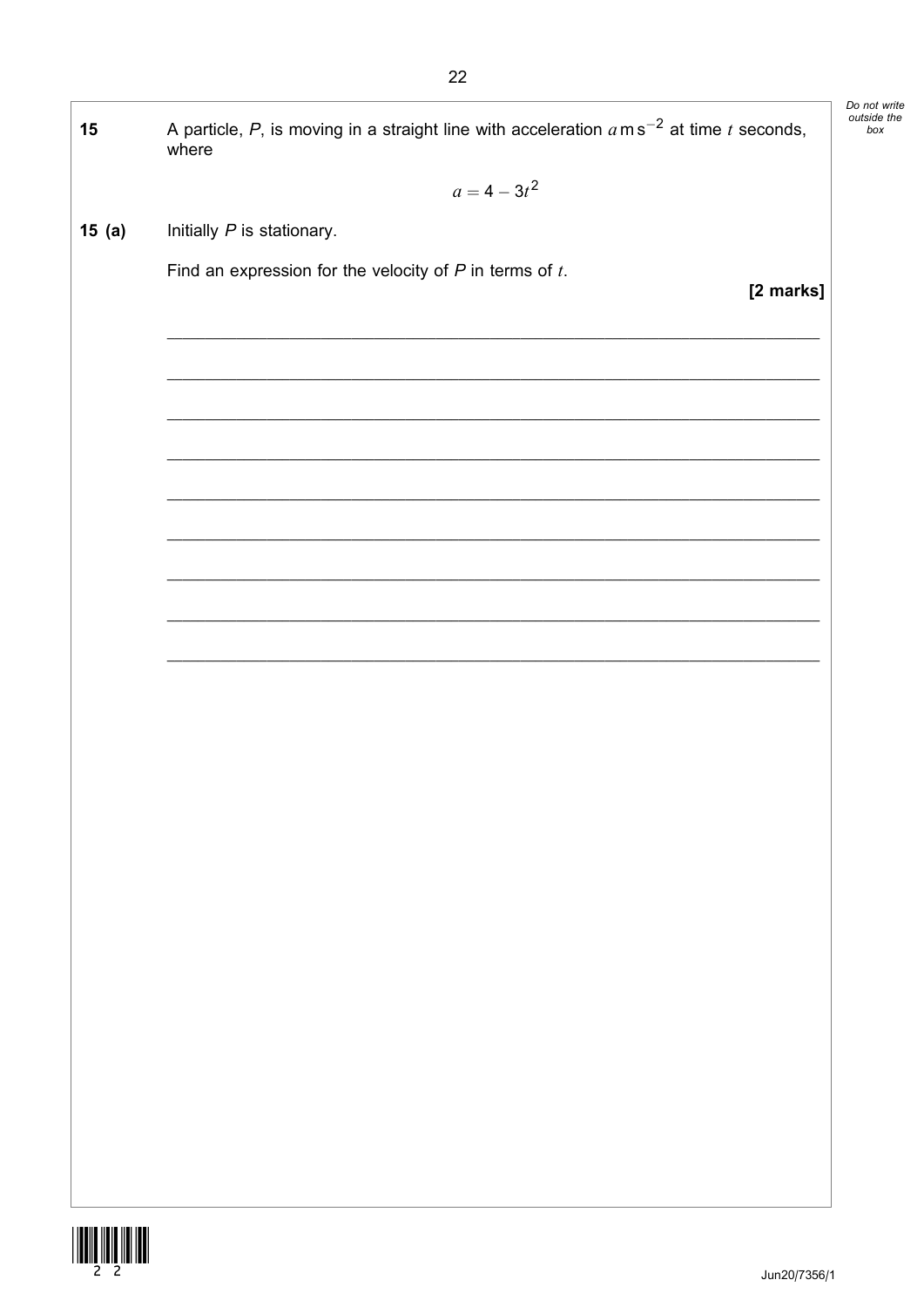**15** A particle, $P$, is moving in a straight line with acceleration $a$ m s$^{-2}$ at time $t$ seconds, where

$$a = 4 - 3t^2$$

**15 (a)** Initially $P$ is stationary.

Find an expression for the velocity of $P$ in terms of $t$.

**[2 marks]**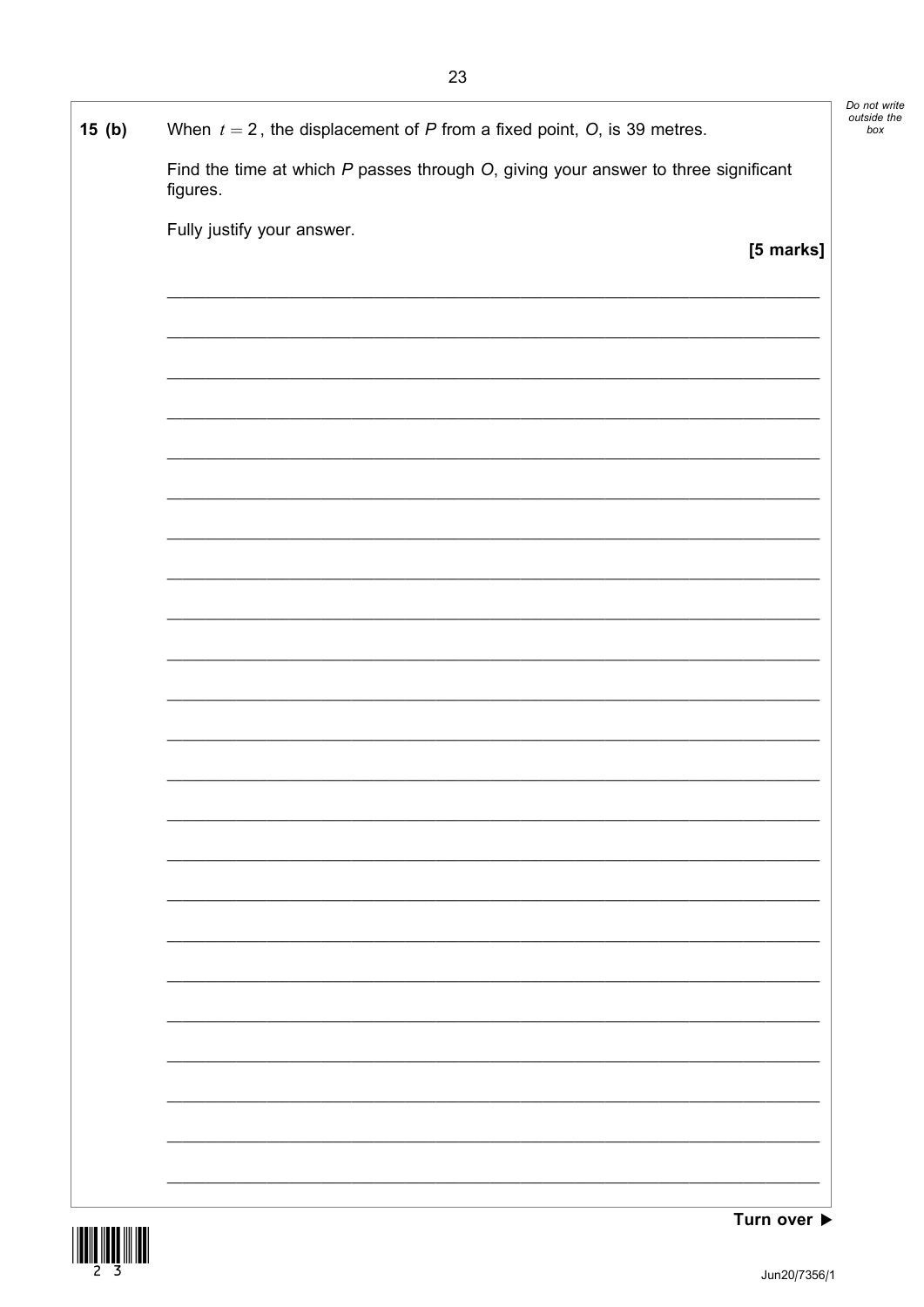**15 (b)** When $t = 2$, the displacement of $P$ from a fixed point, $O$, is 39 metres.

Find the time at which $P$ passes through $O$, giving your answer to three significant figures.

Fully justify your answer.

**[5 marks]**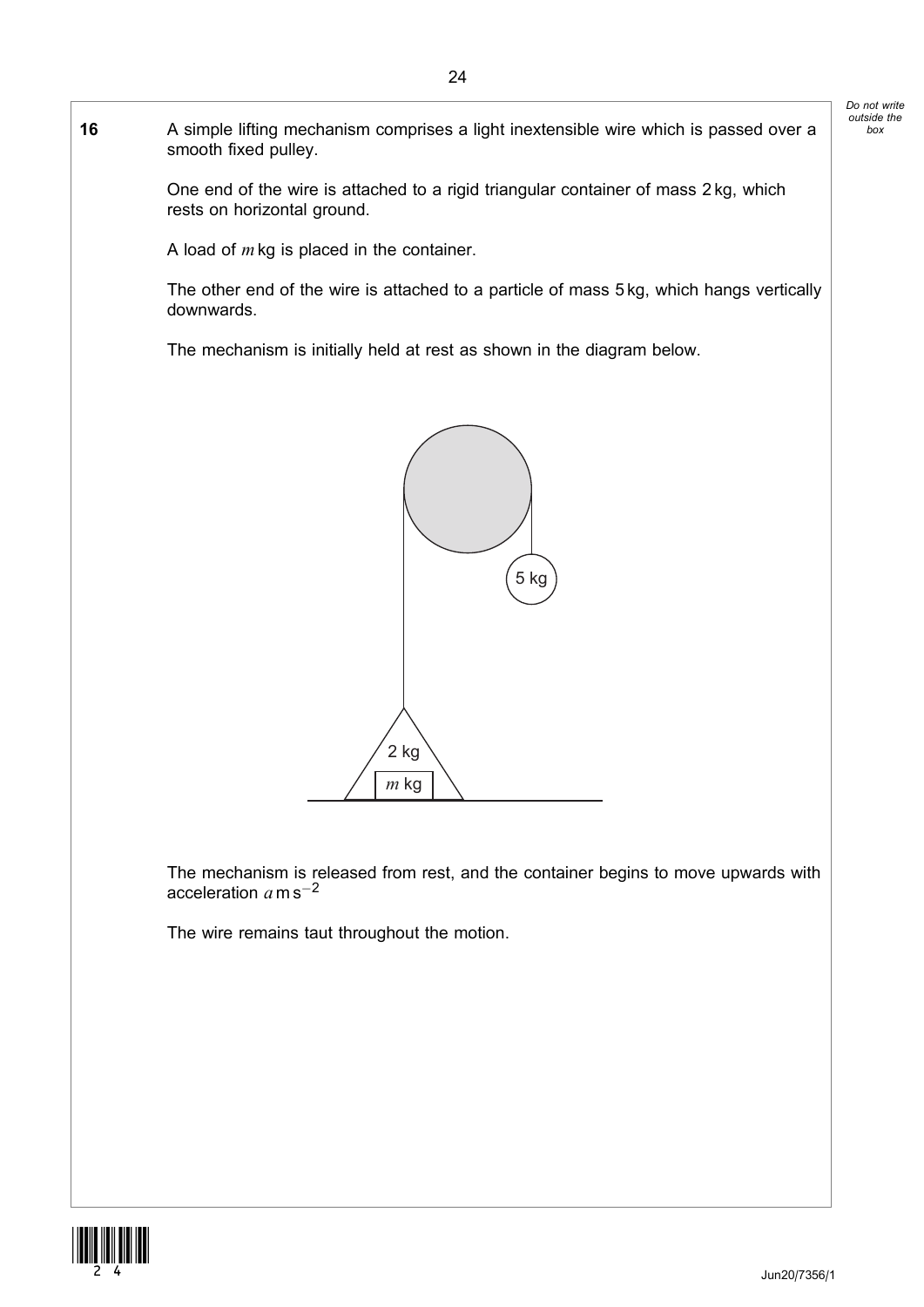**16** A simple lifting mechanism comprises a light inextensible wire which is passed over a smooth fixed pulley.

One end of the wire is attached to a rigid triangular container of mass 2 kg, which rests on horizontal ground.

A load of $m$ kg is placed in the container.

The other end of the wire is attached to a particle of mass 5 kg, which hangs vertically downwards.

The mechanism is initially held at rest as shown in the diagram below.

The mechanism is released from rest, and the container begins to move upwards with acceleration $a$ m s$^{-2}$

The wire remains taut throughout the motion.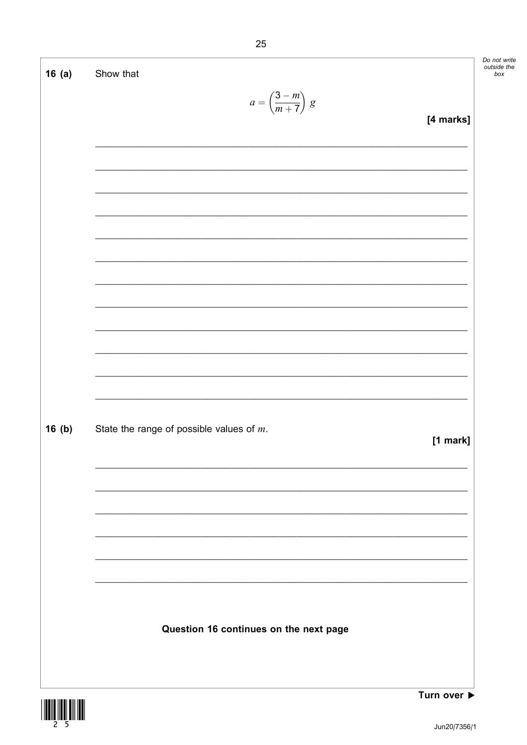**16 (a)** Show that

$$a = \left(\frac{3 - m}{m + 7}\right) g$$

**[4 marks]**

**16 (b)** State the range of possible values of $m$.

**[1 mark]**

**Question 16 continues on the next page**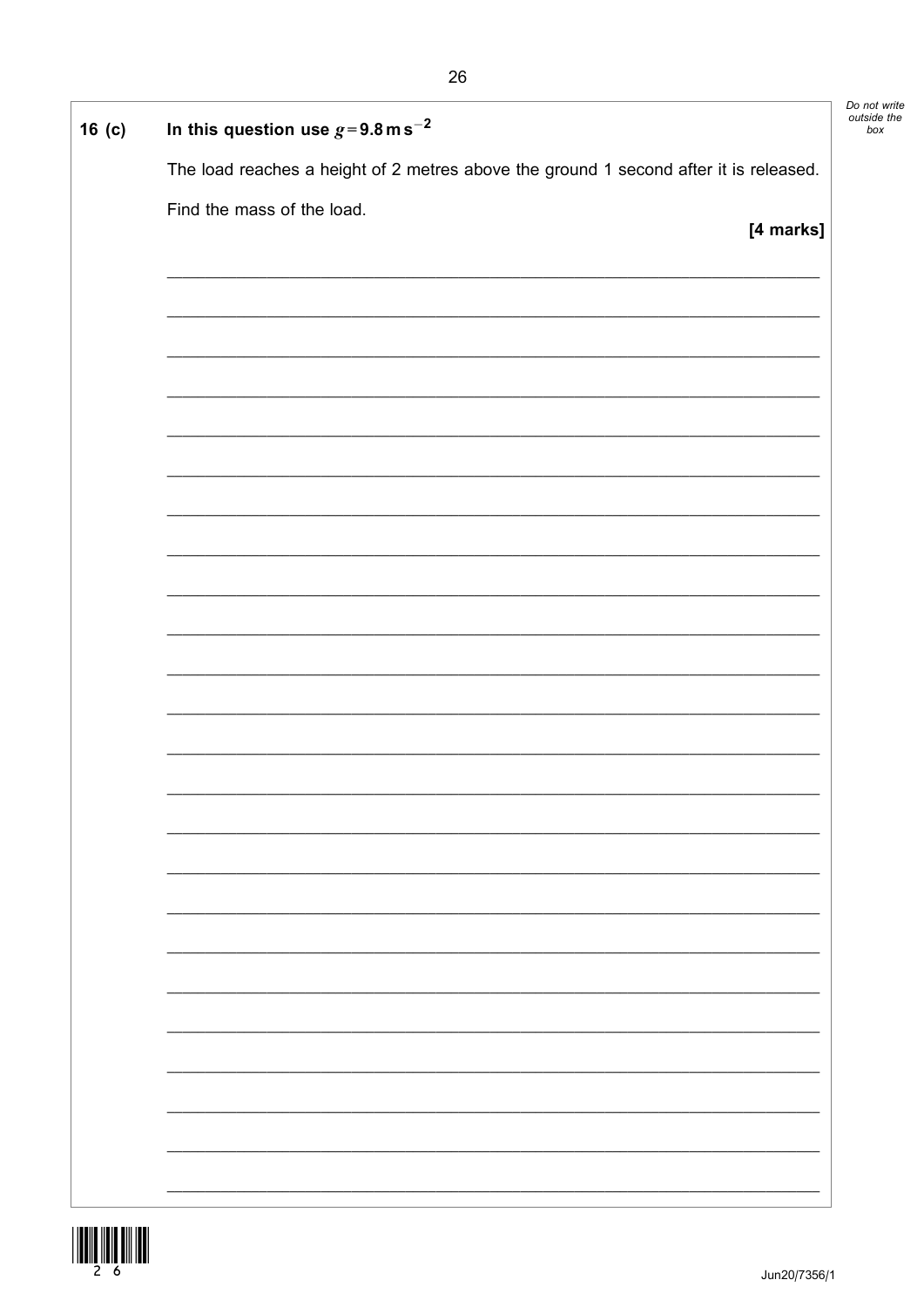**16 (c)** **In this question use $g = 9.8\,\text{m}\,\text{s}^{-2}$**

The load reaches a height of 2 metres above the ground 1 second after it is released.

Find the mass of the load.

**[4 marks]**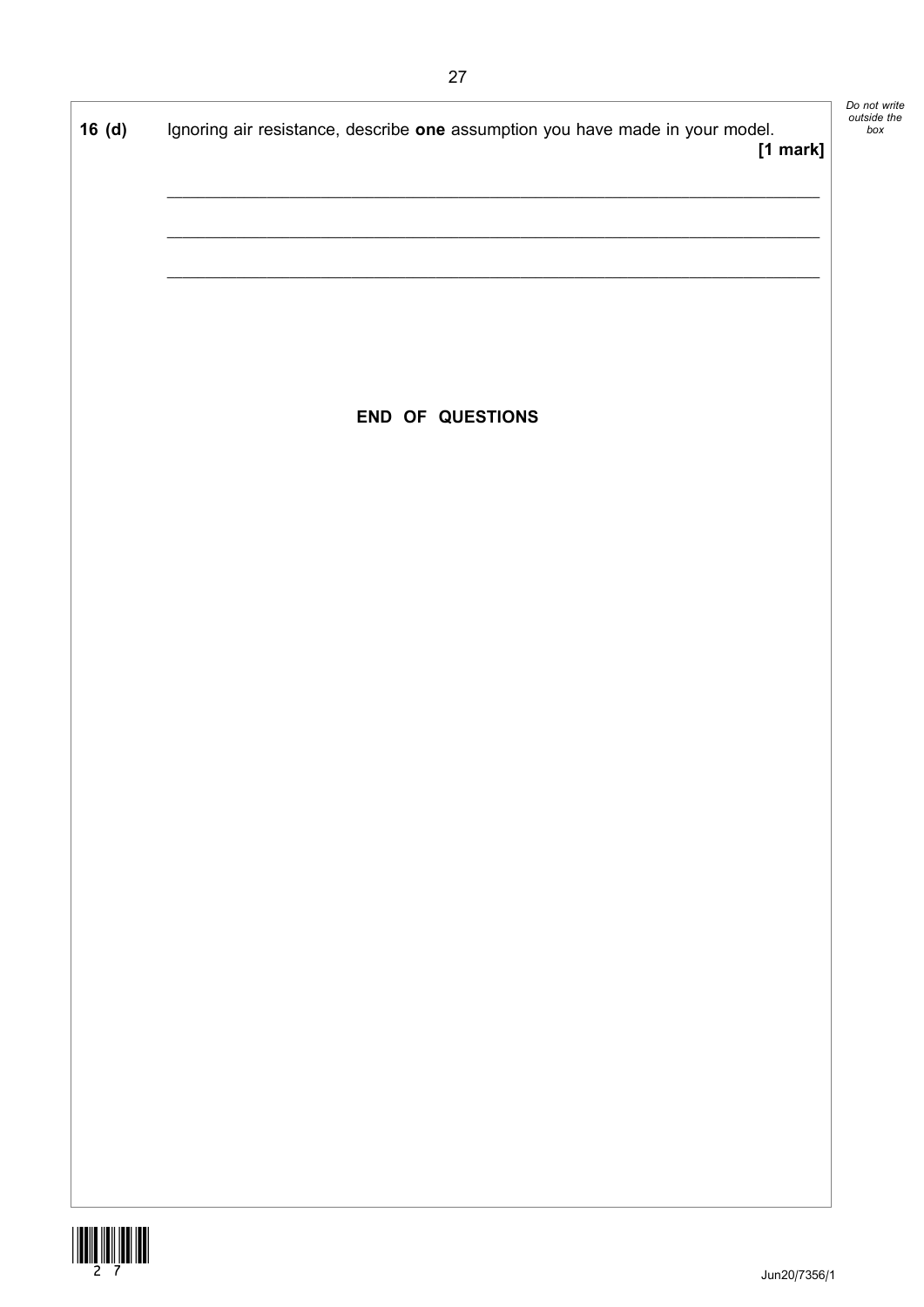**16 (d)** Ignoring air resistance, describe **one** assumption you have made in your model.

**[1 mark]**

_______________________________________________________________________

_______________________________________________________________________

_______________________________________________________________________

**END OF QUESTIONS**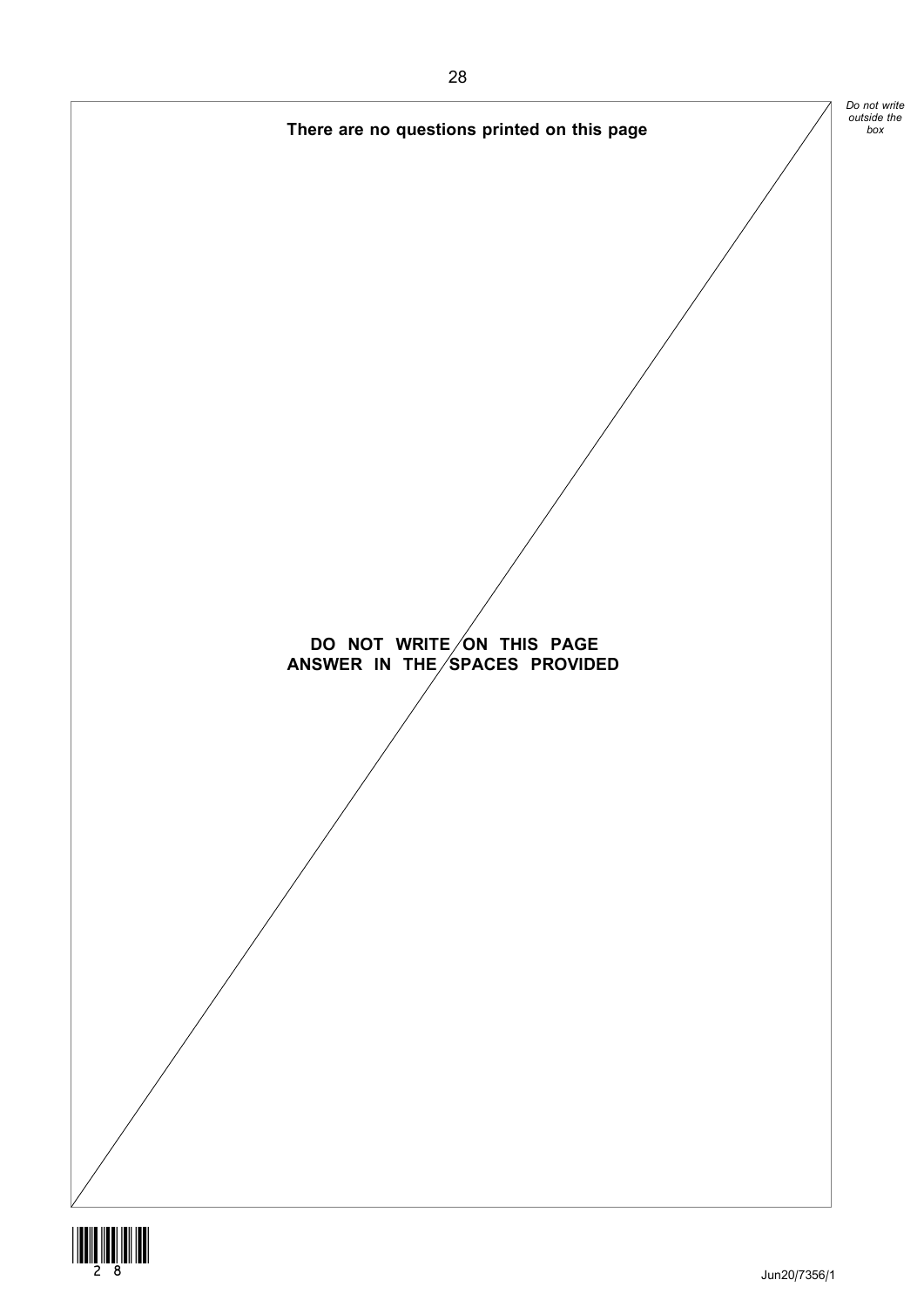**There are no questions printed on this page**

**DO NOT WRITE ON THIS PAGE**
**ANSWER IN THE SPACES PROVIDED**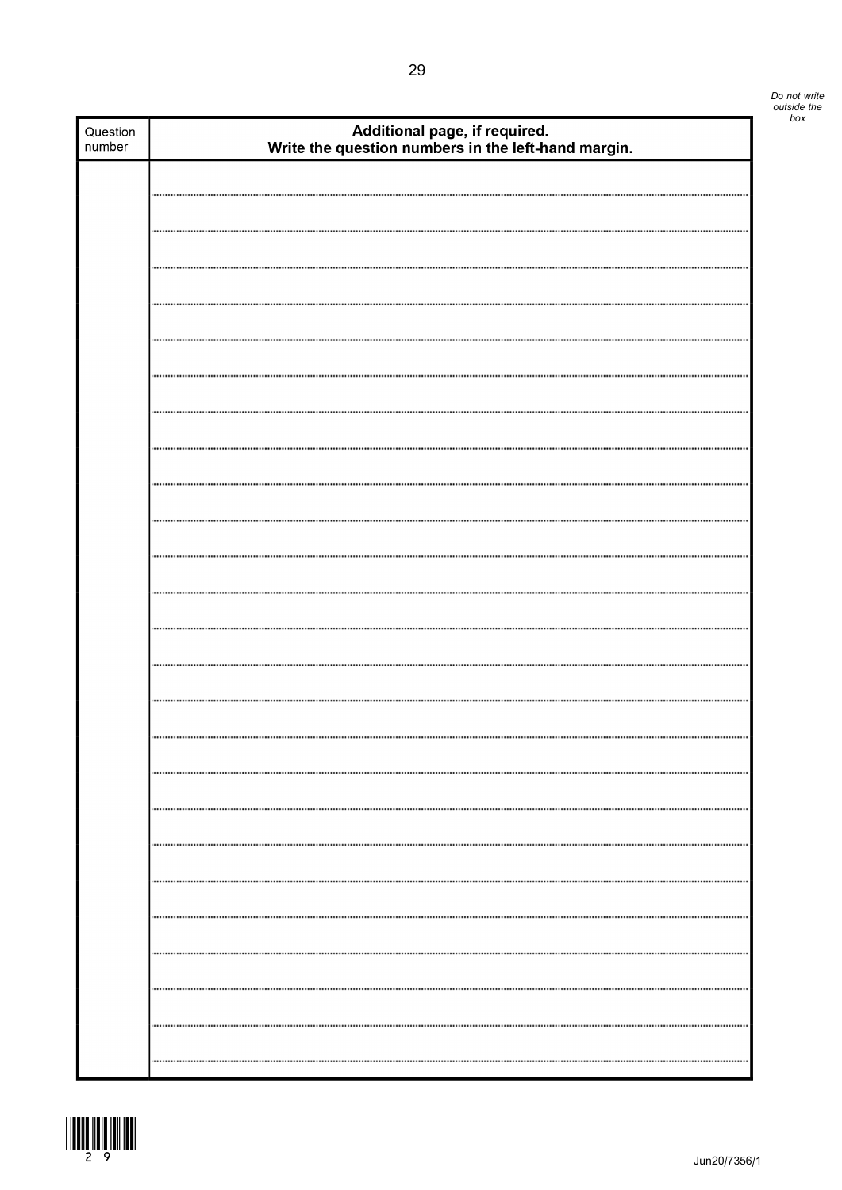Do not write outside the box

| Question number | Additional page, if required. Write the question numbers in the left-hand margin. |
| --- | --- |
| | |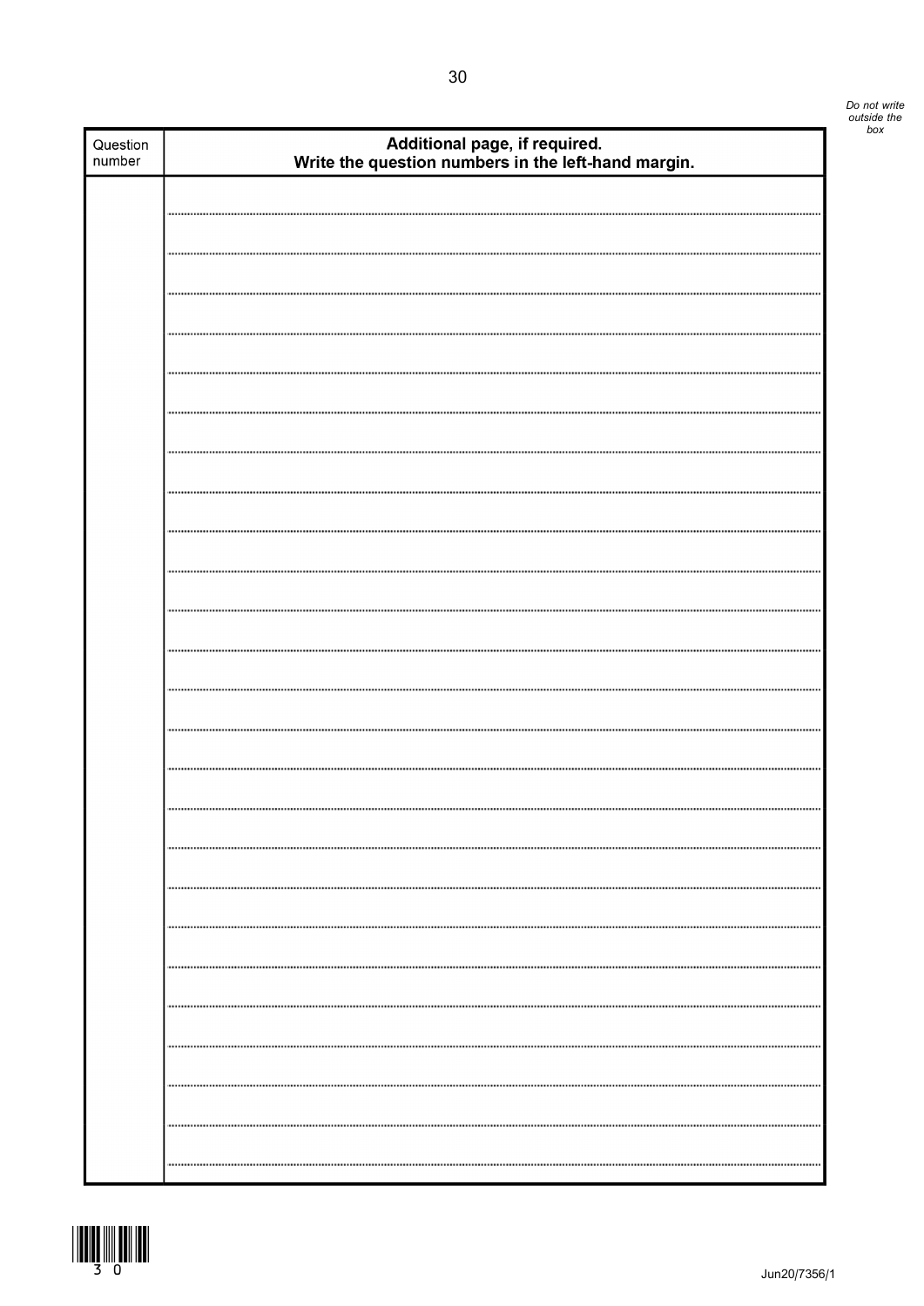*Do not write outside the box*

| Question number | **Additional page, if required. Write the question numbers in the left-hand margin.** |
|---|---|
| | |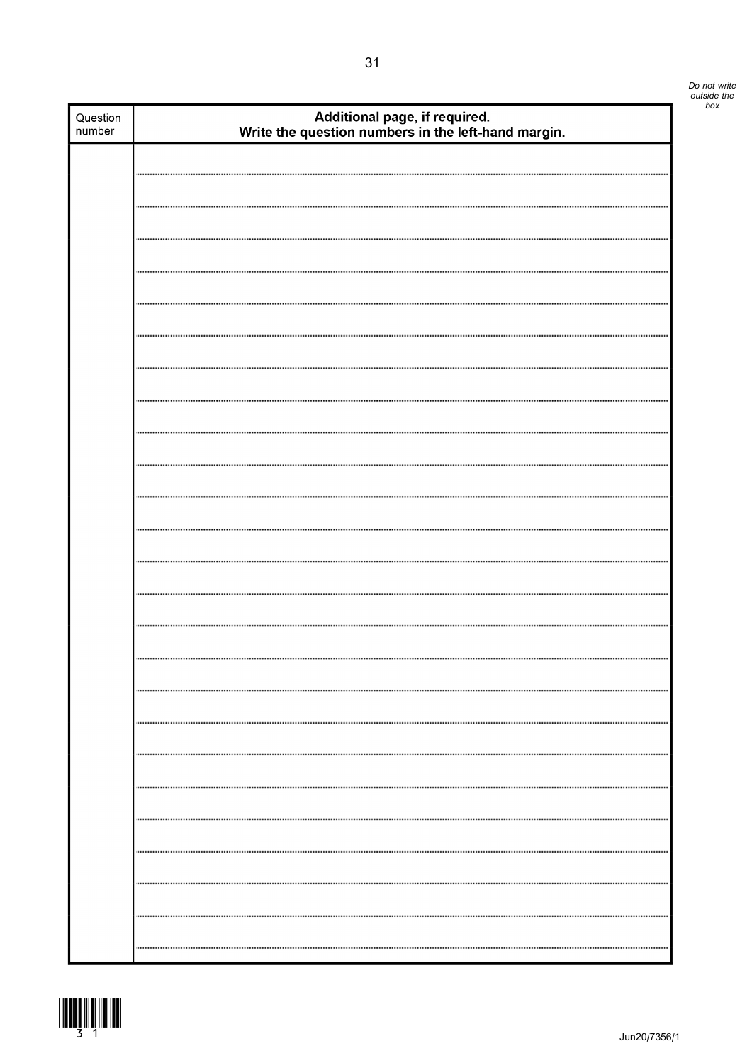| Question number | Additional page, if required. Write the question numbers in the left-hand margin. |
| --- | --- |
| | |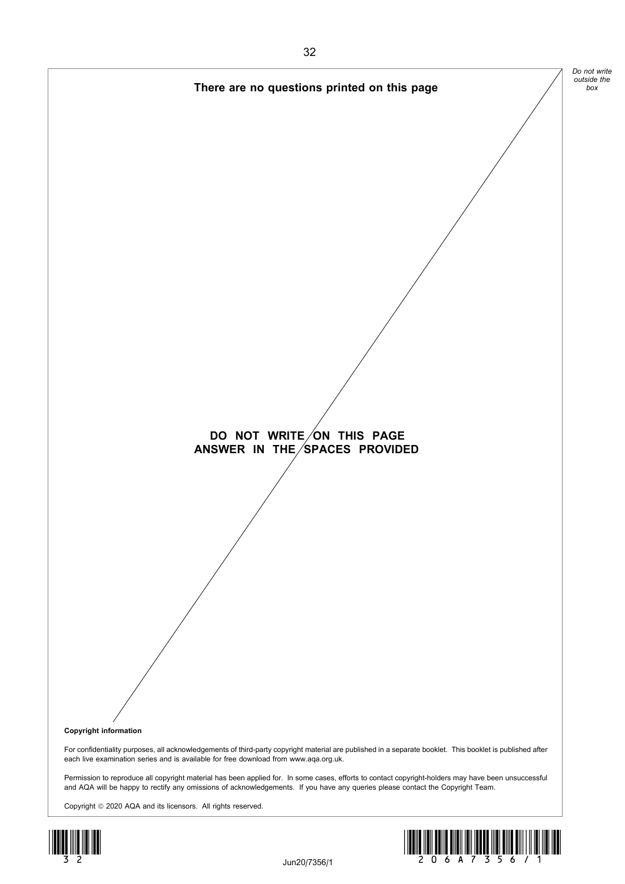**There are no questions printed on this page**

**DO NOT WRITE ON THIS PAGE**
**ANSWER IN THE SPACES PROVIDED**

**Copyright information**

For confidentiality purposes, all acknowledgements of third-party copyright material are published in a separate booklet. This booklet is published after each live examination series and is available for free download from www.aqa.org.uk.

Permission to reproduce all copyright material has been applied for. In some cases, efforts to contact copyright-holders may have been unsuccessful and AQA will be happy to rectify any omissions of acknowledgements. If you have any queries please contact the Copyright Team.

Copyright © 2020 AQA and its licensors. All rights reserved.